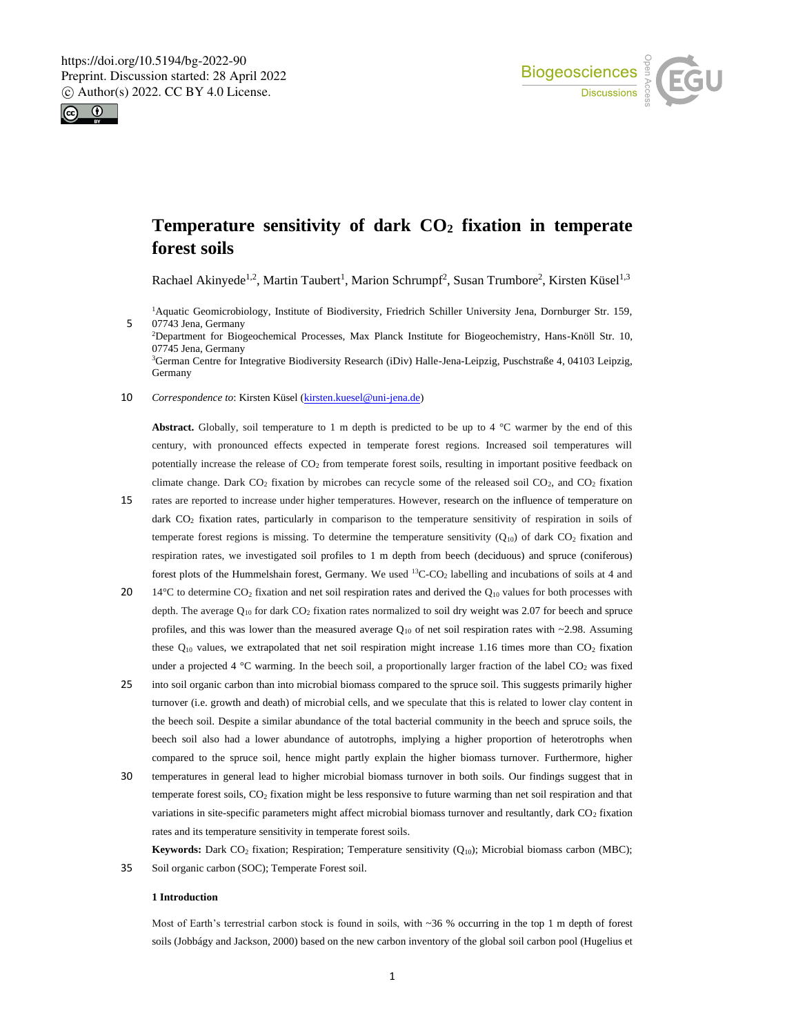# Temperature sensitivity of dark $CO_2$ fixation in temperate forest soils

Rachael Akinyede[1,2], Martin Taubert[1], Marion Schrumpf[2], Susan Trumbore[2], Kirsten Küsel[1,3]

[1]Aquatic Geomicrobiology, Institute of Biodiversity, Friedrich Schiller University Jena, Dornburger Str. 159, 07743 Jena, Germany
[2]Department for Biogeochemical Processes, Max Planck Institute for Biogeochemistry, Hans-Knöll Str. 10, 07745 Jena, Germany
[3]German Centre for Integrative Biodiversity Research (iDiv) Halle-Jena-Leipzig, Puschstraße 4, 04103 Leipzig, Germany

*Correspondence to*: Kirsten Küsel (kirsten.kuesel@uni-jena.de)

**Abstract.** Globally, soil temperature to 1 m depth is predicted to be up to 4 °C warmer by the end of this century, with pronounced effects expected in temperate forest regions. Increased soil temperatures will potentially increase the release of $CO_2$ from temperate forest soils, resulting in important positive feedback on climate change. Dark $CO_2$ fixation by microbes can recycle some of the released soil $CO_2$, and $CO_2$ fixation rates are reported to increase under higher temperatures. However, research on the influence of temperature on dark $CO_2$ fixation rates, particularly in comparison to the temperature sensitivity of respiration in soils of temperate forest regions is missing. To determine the temperature sensitivity ($Q_{10}$) of dark $CO_2$ fixation and respiration rates, we investigated soil profiles to 1 m depth from beech (deciduous) and spruce (coniferous) forest plots of the Hummelshain forest, Germany. We used $^{13}C$-$CO_2$ labelling and incubations of soils at 4 and 14°C to determine $CO_2$ fixation and net soil respiration rates and derived the $Q_{10}$ values for both processes with depth. The average $Q_{10}$ for dark $CO_2$ fixation rates normalized to soil dry weight was 2.07 for beech and spruce profiles, and this was lower than the measured average $Q_{10}$ of net soil respiration rates with ~2.98. Assuming these $Q_{10}$ values, we extrapolated that net soil respiration might increase 1.16 times more than $CO_2$ fixation under a projected 4 °C warming. In the beech soil, a proportionally larger fraction of the label $CO_2$ was fixed into soil organic carbon than into microbial biomass compared to the spruce soil. This suggests primarily higher turnover (i.e. growth and death) of microbial cells, and we speculate that this is related to lower clay content in the beech soil. Despite a similar abundance of the total bacterial community in the beech and spruce soils, the beech soil also had a lower abundance of autotrophs, implying a higher proportion of heterotrophs when compared to the spruce soil, hence might partly explain the higher biomass turnover. Furthermore, higher temperatures in general lead to higher microbial biomass turnover in both soils. Our findings suggest that in temperate forest soils, $CO_2$ fixation might be less responsive to future warming than net soil respiration and that variations in site-specific parameters might affect microbial biomass turnover and resultantly, dark $CO_2$ fixation rates and its temperature sensitivity in temperate forest soils.

**Keywords:** Dark $CO_2$ fixation; Respiration; Temperature sensitivity ($Q_{10}$); Microbial biomass carbon (MBC); Soil organic carbon (SOC); Temperate Forest soil.

## 1 Introduction

Most of Earth's terrestrial carbon stock is found in soils, with ~36 % occurring in the top 1 m depth of forest soils (Jobbágy and Jackson, 2000) based on the new carbon inventory of the global soil carbon pool (Hugelius et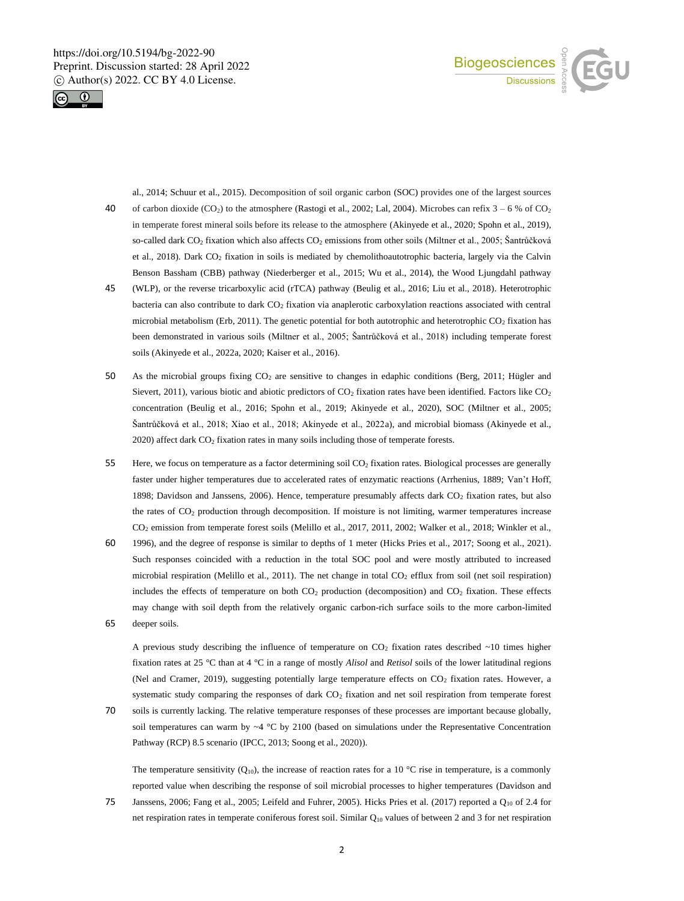al., 2014; Schuur et al., 2015). Decomposition of soil organic carbon (SOC) provides one of the largest sources of carbon dioxide ($CO_2$) to the atmosphere (Rastogi et al., 2002; Lal, 2004). Microbes can refix 3 – 6 % of $CO_2$ in temperate forest mineral soils before its release to the atmosphere (Akinyede et al., 2020; Spohn et al., 2019), so-called dark $CO_2$ fixation which also affects $CO_2$ emissions from other soils (Miltner et al., 2005; Šantrůčková et al., 2018). Dark $CO_2$ fixation in soils is mediated by chemolithoautotrophic bacteria, largely via the Calvin Benson Bassham (CBB) pathway (Niederberger et al., 2015; Wu et al., 2014), the Wood Ljungdahl pathway (WLP), or the reverse tricarboxylic acid (rTCA) pathway (Beulig et al., 2016; Liu et al., 2018). Heterotrophic bacteria can also contribute to dark $CO_2$ fixation via anaplerotic carboxylation reactions associated with central microbial metabolism (Erb, 2011). The genetic potential for both autotrophic and heterotrophic $CO_2$ fixation has been demonstrated in various soils (Miltner et al., 2005; Šantrůčková et al., 2018) including temperate forest soils (Akinyede et al., 2022a, 2020; Kaiser et al., 2016).

As the microbial groups fixing $CO_2$ are sensitive to changes in edaphic conditions (Berg, 2011; Hügler and Sievert, 2011), various biotic and abiotic predictors of $CO_2$ fixation rates have been identified. Factors like $CO_2$ concentration (Beulig et al., 2016; Spohn et al., 2019; Akinyede et al., 2020), SOC (Miltner et al., 2005; Šantrůčková et al., 2018; Xiao et al., 2018; Akinyede et al., 2022a), and microbial biomass (Akinyede et al., 2020) affect dark $CO_2$ fixation rates in many soils including those of temperate forests.

Here, we focus on temperature as a factor determining soil $CO_2$ fixation rates. Biological processes are generally faster under higher temperatures due to accelerated rates of enzymatic reactions (Arrhenius, 1889; Van't Hoff, 1898; Davidson and Janssens, 2006). Hence, temperature presumably affects dark $CO_2$ fixation rates, but also the rates of $CO_2$ production through decomposition. If moisture is not limiting, warmer temperatures increase $CO_2$ emission from temperate forest soils (Melillo et al., 2017, 2011, 2002; Walker et al., 2018; Winkler et al., 1996), and the degree of response is similar to depths of 1 meter (Hicks Pries et al., 2017; Soong et al., 2021). Such responses coincided with a reduction in the total SOC pool and were mostly attributed to increased microbial respiration (Melillo et al., 2011). The net change in total $CO_2$ efflux from soil (net soil respiration) includes the effects of temperature on both $CO_2$ production (decomposition) and $CO_2$ fixation. These effects may change with soil depth from the relatively organic carbon-rich surface soils to the more carbon-limited deeper soils.

A previous study describing the influence of temperature on $CO_2$ fixation rates described ~10 times higher fixation rates at 25 °C than at 4 °C in a range of mostly *Alisol* and *Retisol* soils of the lower latitudinal regions (Nel and Cramer, 2019), suggesting potentially large temperature effects on $CO_2$ fixation rates. However, a systematic study comparing the responses of dark $CO_2$ fixation and net soil respiration from temperate forest soils is currently lacking. The relative temperature responses of these processes are important because globally, soil temperatures can warm by ~4 °C by 2100 (based on simulations under the Representative Concentration Pathway (RCP) 8.5 scenario (IPCC, 2013; Soong et al., 2020)).

The temperature sensitivity ($Q_{10}$), the increase of reaction rates for a 10 °C rise in temperature, is a commonly reported value when describing the response of soil microbial processes to higher temperatures (Davidson and Janssens, 2006; Fang et al., 2005; Leifeld and Fuhrer, 2005). Hicks Pries et al. (2017) reported a $Q_{10}$ of 2.4 for net respiration rates in temperate coniferous forest soil. Similar $Q_{10}$ values of between 2 and 3 for net respiration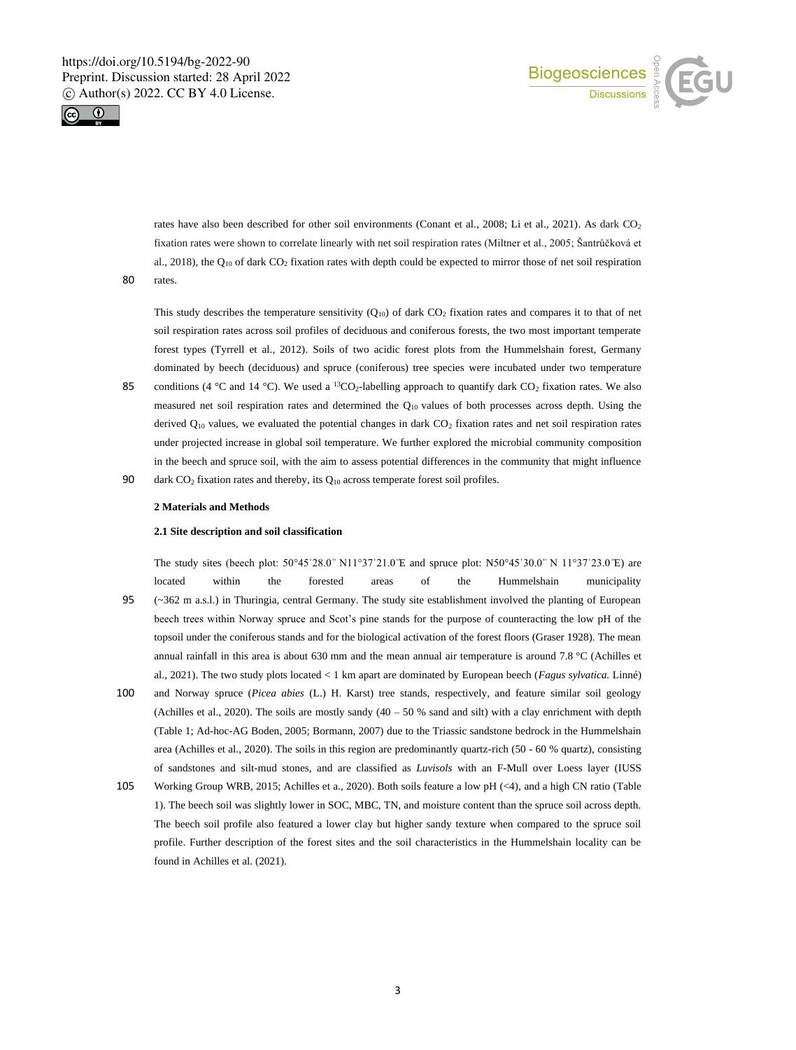rates have also been described for other soil environments (Conant et al., 2008; Li et al., 2021). As dark $CO_2$ fixation rates were shown to correlate linearly with net soil respiration rates (Miltner et al., 2005; Šantrůčková et al., 2018), the $Q_{10}$ of dark $CO_2$ fixation rates with depth could be expected to mirror those of net soil respiration rates.

This study describes the temperature sensitivity ($Q_{10}$) of dark $CO_2$ fixation rates and compares it to that of net soil respiration rates across soil profiles of deciduous and coniferous forests, the two most important temperate forest types (Tyrrell et al., 2012). Soils of two acidic forest plots from the Hummelshain forest, Germany dominated by beech (deciduous) and spruce (coniferous) tree species were incubated under two temperature conditions (4 °C and 14 °C). We used a $^{13}CO_2$-labelling approach to quantify dark $CO_2$ fixation rates. We also measured net soil respiration rates and determined the $Q_{10}$ values of both processes across depth. Using the derived $Q_{10}$ values, we evaluated the potential changes in dark $CO_2$ fixation rates and net soil respiration rates under projected increase in global soil temperature. We further explored the microbial community composition in the beech and spruce soil, with the aim to assess potential differences in the community that might influence dark $CO_2$ fixation rates and thereby, its $Q_{10}$ across temperate forest soil profiles.

## 2 Materials and Methods

### 2.1 Site description and soil classification

The study sites (beech plot: 50°45ˈ28.0ˈˈ N11°37ˈ21.0ˈE and spruce plot: N50°45ˈ30.0ˈˈ N 11°37ˈ23.0ˈE) are located within the forested areas of the Hummelshain municipality (~362 m a.s.l.) in Thuringia, central Germany. The study site establishment involved the planting of European beech trees within Norway spruce and Scot's pine stands for the purpose of counteracting the low pH of the topsoil under the coniferous stands and for the biological activation of the forest floors (Graser 1928). The mean annual rainfall in this area is about 630 mm and the mean annual air temperature is around 7.8 °C (Achilles et al., 2021). The two study plots located < 1 km apart are dominated by European beech (*Fagus sylvatica.* Linné) and Norway spruce (*Picea abies* (L.) H. Karst) tree stands, respectively, and feature similar soil geology (Achilles et al., 2020). The soils are mostly sandy (40 – 50 % sand and silt) with a clay enrichment with depth (Table 1; Ad-hoc-AG Boden, 2005; Bormann, 2007) due to the Triassic sandstone bedrock in the Hummelshain area (Achilles et al., 2020). The soils in this region are predominantly quartz-rich (50 - 60 % quartz), consisting of sandstones and silt-mud stones, and are classified as *Luvisols* with an F-Mull over Loess layer (IUSS Working Group WRB, 2015; Achilles et a., 2020). Both soils feature a low pH (<4), and a high CN ratio (Table 1). The beech soil was slightly lower in SOC, MBC, TN, and moisture content than the spruce soil across depth. The beech soil profile also featured a lower clay but higher sandy texture when compared to the spruce soil profile. Further description of the forest sites and the soil characteristics in the Hummelshain locality can be found in Achilles et al. (2021).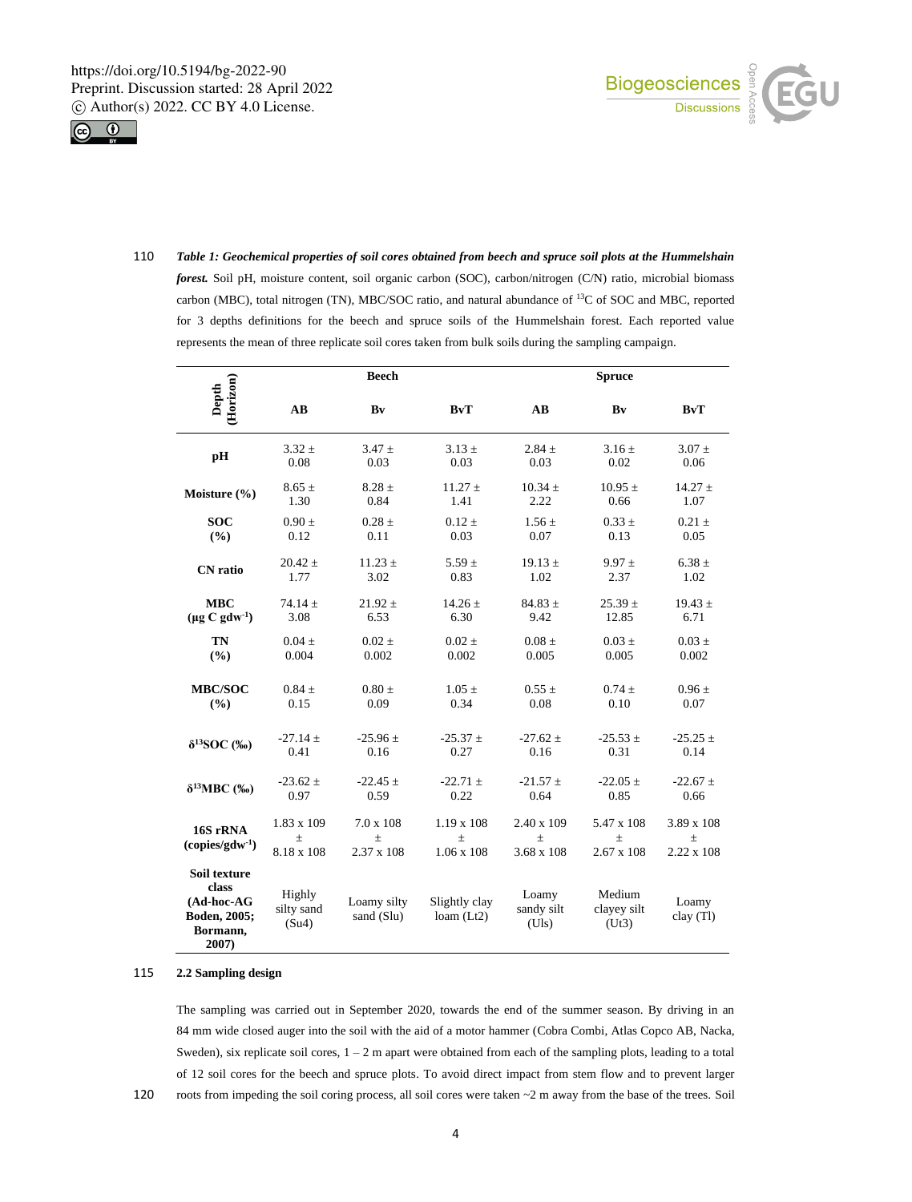***Table 1: Geochemical properties of soil cores obtained from beech and spruce soil plots at the Hummelshain forest.*** Soil pH, moisture content, soil organic carbon (SOC), carbon/nitrogen (C/N) ratio, microbial biomass carbon (MBC), total nitrogen (TN), MBC/SOC ratio, and natural abundance of $^{13}C$ of SOC and MBC, reported for 3 depths definitions for the beech and spruce soils of the Hummelshain forest. Each reported value represents the mean of three replicate soil cores taken from bulk soils during the sampling campaign.

| Depth (Horizon) | Beech | | | Spruce | | |
|---|---|---|---|---|---|---|
| | **AB** | **Bv** | **BvT** | **AB** | **Bv** | **BvT** |
| **pH** | 3.32 ± 0.08 | 3.47 ± 0.03 | 3.13 ± 0.03 | 2.84 ± 0.03 | 3.16 ± 0.02 | 3.07 ± 0.06 |
| **Moisture (%)** | 8.65 ± 1.30 | 8.28 ± 0.84 | 11.27 ± 1.41 | 10.34 ± 2.22 | 10.95 ± 0.66 | 14.27 ± 1.07 |
| **SOC (%)** | 0.90 ± 0.12 | 0.28 ± 0.11 | 0.12 ± 0.03 | 1.56 ± 0.07 | 0.33 ± 0.13 | 0.21 ± 0.05 |
| **CN ratio** | 20.42 ± 1.77 | 11.23 ± 3.02 | 5.59 ± 0.83 | 19.13 ± 1.02 | 9.97 ± 2.37 | 6.38 ± 1.02 |
| **MBC (µg C gdw$^{-1}$)** | 74.14 ± 3.08 | 21.92 ± 6.53 | 14.26 ± 6.30 | 84.83 ± 9.42 | 25.39 ± 12.85 | 19.43 ± 6.71 |
| **TN (%)** | 0.04 ± 0.004 | 0.02 ± 0.002 | 0.02 ± 0.002 | 0.08 ± 0.005 | 0.03 ± 0.005 | 0.03 ± 0.002 |
| **MBC/SOC (%)** | 0.84 ± 0.15 | 0.80 ± 0.09 | 1.05 ± 0.34 | 0.55 ± 0.08 | 0.74 ± 0.10 | 0.96 ± 0.07 |
| **$\delta^{13}$SOC (‰)** | -27.14 ± 0.41 | -25.96 ± 0.16 | -25.37 ± 0.27 | -27.62 ± 0.16 | -25.53 ± 0.31 | -25.25 ± 0.14 |
| **$\delta^{13}$MBC (‰)** | -23.62 ± 0.97 | -22.45 ± 0.59 | -22.71 ± 0.22 | -21.57 ± 0.64 | -22.05 ± 0.85 | -22.67 ± 0.66 |
| **16S rRNA (copies/gdw$^{-1}$)** | 1.83 x 109 ± 8.18 x 108 | 7.0 x 108 ± 2.37 x 108 | 1.19 x 108 ± 1.06 x 108 | 2.40 x 109 ± 3.68 x 108 | 5.47 x 108 ± 2.67 x 108 | 3.89 x 108 ± 2.22 x 108 |
| **Soil texture class (Ad-hoc-AG Boden, 2005; Bormann, 2007)** | Highly silty sand (Su4) | Loamy silty sand (Slu) | Slightly clay loam (Lt2) | Loamy sandy silt (Uls) | Medium clayey silt (Ut3) | Loamy clay (Tl) |

## 2.2 Sampling design

The sampling was carried out in September 2020, towards the end of the summer season. By driving in an 84 mm wide closed auger into the soil with the aid of a motor hammer (Cobra Combi, Atlas Copco AB, Nacka, Sweden), six replicate soil cores, 1 – 2 m apart were obtained from each of the sampling plots, leading to a total of 12 soil cores for the beech and spruce plots. To avoid direct impact from stem flow and to prevent larger roots from impeding the soil coring process, all soil cores were taken ~2 m away from the base of the trees. Soil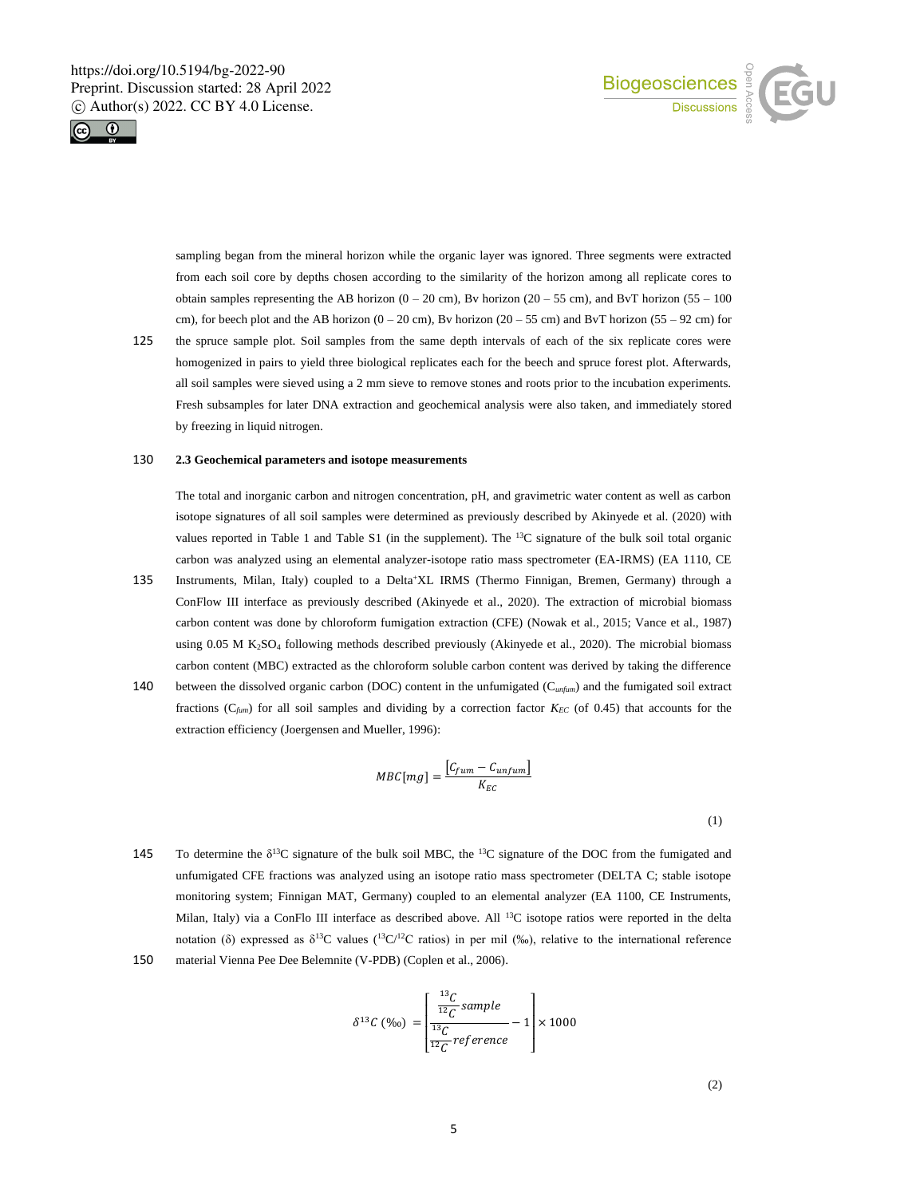sampling began from the mineral horizon while the organic layer was ignored. Three segments were extracted from each soil core by depths chosen according to the similarity of the horizon among all replicate cores to obtain samples representing the AB horizon (0 – 20 cm), Bv horizon (20 – 55 cm), and BvT horizon (55 – 100 cm), for beech plot and the AB horizon (0 – 20 cm), Bv horizon (20 – 55 cm) and BvT horizon (55 – 92 cm) for the spruce sample plot. Soil samples from the same depth intervals of each of the six replicate cores were homogenized in pairs to yield three biological replicates each for the beech and spruce forest plot. Afterwards, all soil samples were sieved using a 2 mm sieve to remove stones and roots prior to the incubation experiments. Fresh subsamples for later DNA extraction and geochemical analysis were also taken, and immediately stored by freezing in liquid nitrogen.

### 2.3 Geochemical parameters and isotope measurements

The total and inorganic carbon and nitrogen concentration, pH, and gravimetric water content as well as carbon isotope signatures of all soil samples were determined as previously described by Akinyede et al. (2020) with values reported in Table 1 and Table S1 (in the supplement). The $^{13}C$ signature of the bulk soil total organic carbon was analyzed using an elemental analyzer-isotope ratio mass spectrometer (EA-IRMS) (EA 1110, CE Instruments, Milan, Italy) coupled to a Delta$^{+}$XL IRMS (Thermo Finnigan, Bremen, Germany) through a ConFlow III interface as previously described (Akinyede et al., 2020). The extraction of microbial biomass carbon content was done by chloroform fumigation extraction (CFE) (Nowak et al., 2015; Vance et al., 1987) using 0.05 M $K_2SO_4$ following methods described previously (Akinyede et al., 2020). The microbial biomass carbon content (MBC) extracted as the chloroform soluble carbon content was derived by taking the difference between the dissolved organic carbon (DOC) content in the unfumigated ($C_{unfum}$) and the fumigated soil extract fractions ($C_{fum}$) for all soil samples and dividing by a correction factor $K_{EC}$ (of 0.45) that accounts for the extraction efficiency (Joergensen and Mueller, 1996):

$$MBC[mg] = \frac{[C_{fum} - C_{unfum}]}{K_{EC}} \tag{1}$$

To determine the $\delta^{13}C$ signature of the bulk soil MBC, the $^{13}C$ signature of the DOC from the fumigated and unfumigated CFE fractions was analyzed using an isotope ratio mass spectrometer (DELTA C; stable isotope monitoring system; Finnigan MAT, Germany) coupled to an elemental analyzer (EA 1100, CE Instruments, Milan, Italy) via a ConFlo III interface as described above. All $^{13}C$ isotope ratios were reported in the delta notation ($\delta$) expressed as $\delta^{13}C$ values ($^{13}C/^{12}C$ ratios) in per mil (‰), relative to the international reference material Vienna Pee Dee Belemnite (V-PDB) (Coplen et al., 2006).

$$\delta^{13}C\ (‰) = \left[\frac{\frac{^{13}C}{^{12}C}sample}{\frac{^{13}C}{^{12}C}reference} - 1\right] \times 1000 \tag{2}$$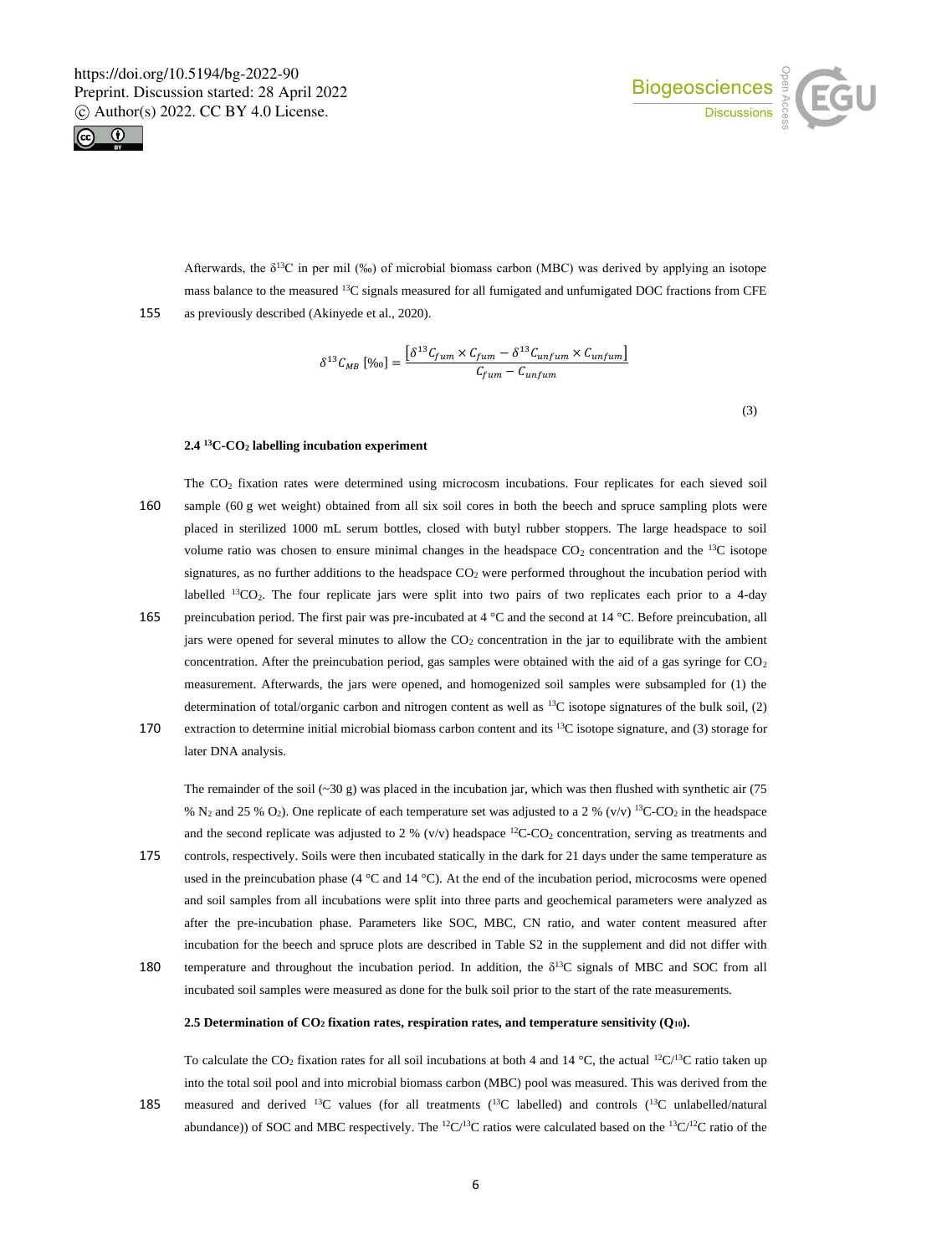Afterwards, the $\delta^{13}C$ in per mil (‰) of microbial biomass carbon (MBC) was derived by applying an isotope mass balance to the measured $^{13}C$ signals measured for all fumigated and unfumigated DOC fractions from CFE as previously described (Akinyede et al., 2020).

$$\delta^{13}C_{MB}\ [‰] = \frac{\left[\delta^{13}C_{fum} \times C_{fum} - \delta^{13}C_{unfum} \times C_{unfum}\right]}{C_{fum} - C_{unfum}} \tag{3}$$

### 2.4 $^{13}C$-$CO_2$ labelling incubation experiment

The $CO_2$ fixation rates were determined using microcosm incubations. Four replicates for each sieved soil sample (60 g wet weight) obtained from all six soil cores in both the beech and spruce sampling plots were placed in sterilized 1000 mL serum bottles, closed with butyl rubber stoppers. The large headspace to soil volume ratio was chosen to ensure minimal changes in the headspace $CO_2$ concentration and the $^{13}C$ isotope signatures, as no further additions to the headspace $CO_2$ were performed throughout the incubation period with labelled $^{13}CO_2$. The four replicate jars were split into two pairs of two replicates each prior to a 4-day preincubation period. The first pair was pre-incubated at 4 °C and the second at 14 °C. Before preincubation, all jars were opened for several minutes to allow the $CO_2$ concentration in the jar to equilibrate with the ambient concentration. After the preincubation period, gas samples were obtained with the aid of a gas syringe for $CO_2$ measurement. Afterwards, the jars were opened, and homogenized soil samples were subsampled for (1) the determination of total/organic carbon and nitrogen content as well as $^{13}C$ isotope signatures of the bulk soil, (2) extraction to determine initial microbial biomass carbon content and its $^{13}C$ isotope signature, and (3) storage for later DNA analysis.

The remainder of the soil (~30 g) was placed in the incubation jar, which was then flushed with synthetic air (75 % $N_2$ and 25 % $O_2$). One replicate of each temperature set was adjusted to a 2 % (v/v) $^{13}C$-$CO_2$ in the headspace and the second replicate was adjusted to 2 % (v/v) headspace $^{12}C$-$CO_2$ concentration, serving as treatments and controls, respectively. Soils were then incubated statically in the dark for 21 days under the same temperature as used in the preincubation phase (4 °C and 14 °C). At the end of the incubation period, microcosms were opened and soil samples from all incubations were split into three parts and geochemical parameters were analyzed as after the pre-incubation phase. Parameters like SOC, MBC, CN ratio, and water content measured after incubation for the beech and spruce plots are described in Table S2 in the supplement and did not differ with temperature and throughout the incubation period. In addition, the $\delta^{13}C$ signals of MBC and SOC from all incubated soil samples were measured as done for the bulk soil prior to the start of the rate measurements.

### 2.5 Determination of $CO_2$ fixation rates, respiration rates, and temperature sensitivity ($Q_{10}$).

To calculate the $CO_2$ fixation rates for all soil incubations at both 4 and 14 °C, the actual $^{12}C/^{13}C$ ratio taken up into the total soil pool and into microbial biomass carbon (MBC) pool was measured. This was derived from the measured and derived $^{13}C$ values (for all treatments ($^{13}C$ labelled) and controls ($^{13}C$ unlabelled/natural abundance)) of SOC and MBC respectively. The $^{12}C/^{13}C$ ratios were calculated based on the $^{13}C/^{12}C$ ratio of the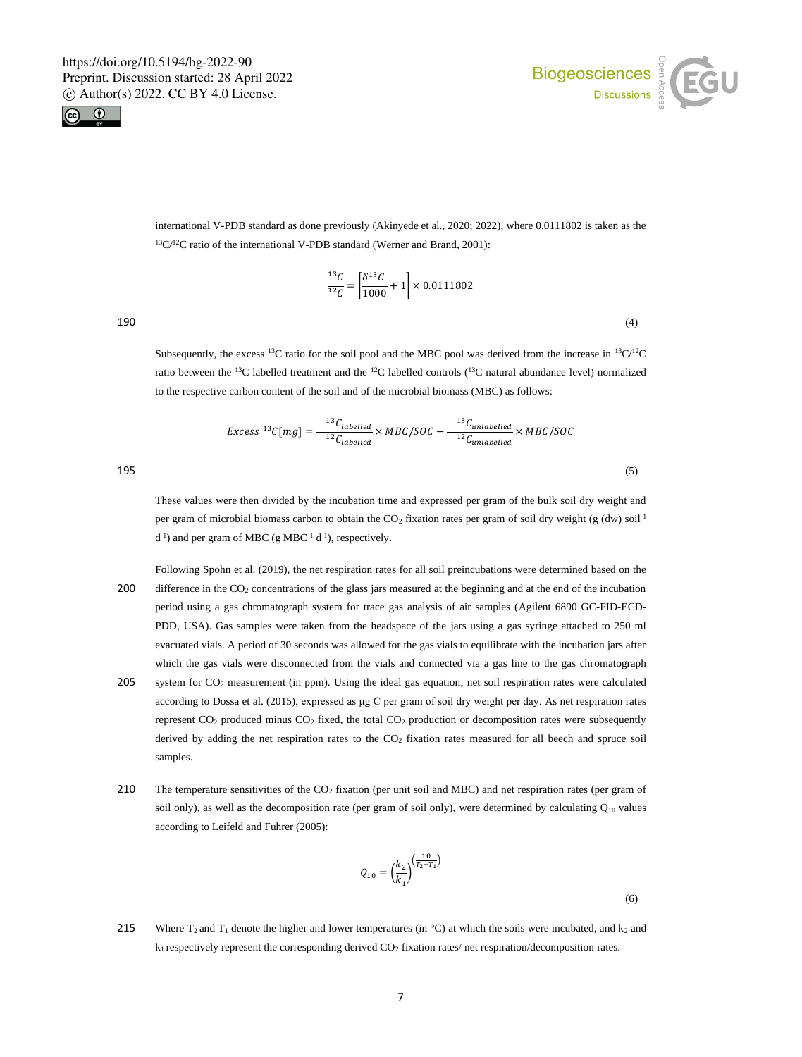international V-PDB standard as done previously (Akinyede et al., 2020; 2022), where 0.0111802 is taken as the $^{13}C/^{12}C$ ratio of the international V-PDB standard (Werner and Brand, 2001):

$$\frac{^{13}C}{^{12}C} = \left[\frac{\delta^{13}C}{1000} + 1\right] \times 0.0111802 \tag{4}$$

Subsequently, the excess $^{13}C$ ratio for the soil pool and the MBC pool was derived from the increase in $^{13}C/^{12}C$ ratio between the $^{13}C$ labelled treatment and the $^{12}C$ labelled controls ($^{13}C$ natural abundance level) normalized to the respective carbon content of the soil and of the microbial biomass (MBC) as follows:

$$Excess\ ^{13}C[mg] = \frac{^{13}C_{labelled}}{^{12}C_{labelled}} \times MBC/SOC - \frac{^{13}C_{unlabelled}}{^{12}C_{unlabelled}} \times MBC/SOC \tag{5}$$

These values were then divided by the incubation time and expressed per gram of the bulk soil dry weight and per gram of microbial biomass carbon to obtain the $CO_2$ fixation rates per gram of soil dry weight (g (dw) soil$^{-1}$ d$^{-1}$) and per gram of MBC (g MBC$^{-1}$ d$^{-1}$), respectively.

Following Spohn et al. (2019), the net respiration rates for all soil preincubations were determined based on the difference in the $CO_2$ concentrations of the glass jars measured at the beginning and at the end of the incubation period using a gas chromatograph system for trace gas analysis of air samples (Agilent 6890 GC-FID-ECD-PDD, USA). Gas samples were taken from the headspace of the jars using a gas syringe attached to 250 ml evacuated vials. A period of 30 seconds was allowed for the gas vials to equilibrate with the incubation jars after which the gas vials were disconnected from the vials and connected via a gas line to the gas chromatograph system for $CO_2$ measurement (in ppm). Using the ideal gas equation, net soil respiration rates were calculated according to Dossa et al. (2015), expressed as µg C per gram of soil dry weight per day. As net respiration rates represent $CO_2$ produced minus $CO_2$ fixed, the total $CO_2$ production or decomposition rates were subsequently derived by adding the net respiration rates to the $CO_2$ fixation rates measured for all beech and spruce soil samples.

The temperature sensitivities of the $CO_2$ fixation (per unit soil and MBC) and net respiration rates (per gram of soil only), as well as the decomposition rate (per gram of soil only), were determined by calculating $Q_{10}$ values according to Leifeld and Fuhrer (2005):

$$Q_{10} = \left(\frac{k_2}{k_1}\right)^{\left(\frac{10}{T_2 - T_1}\right)} \tag{6}$$

Where $T_2$ and $T_1$ denote the higher and lower temperatures (in °C) at which the soils were incubated, and $k_2$ and $k_1$ respectively represent the corresponding derived $CO_2$ fixation rates/ net respiration/decomposition rates.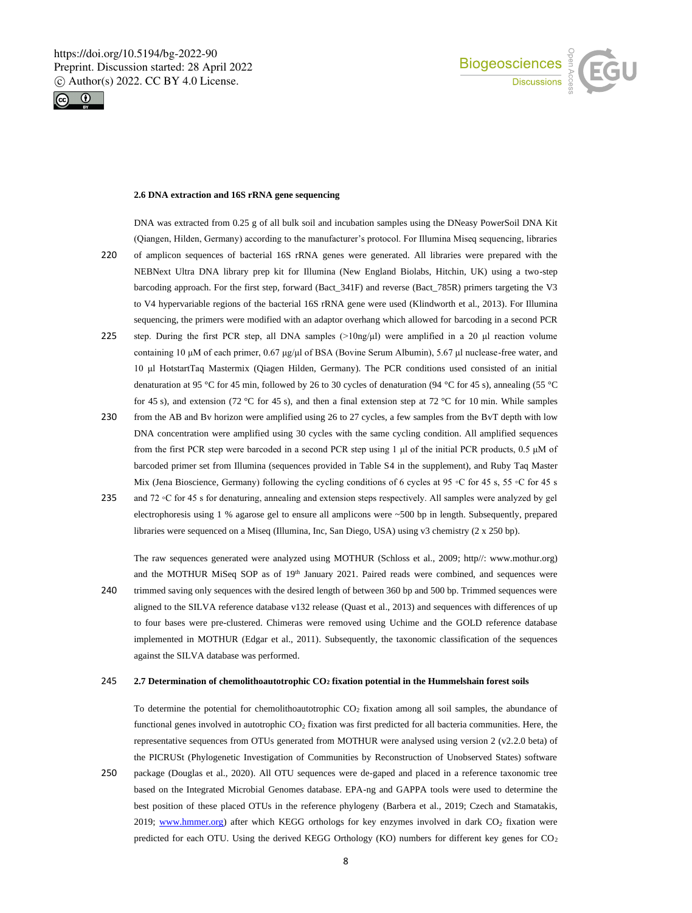### 2.6 DNA extraction and 16S rRNA gene sequencing

DNA was extracted from 0.25 g of all bulk soil and incubation samples using the DNeasy PowerSoil DNA Kit (Qiangen, Hilden, Germany) according to the manufacturer's protocol. For Illumina Miseq sequencing, libraries of amplicon sequences of bacterial 16S rRNA genes were generated. All libraries were prepared with the NEBNext Ultra DNA library prep kit for Illumina (New England Biolabs, Hitchin, UK) using a two-step barcoding approach. For the first step, forward (Bact_341F) and reverse (Bact_785R) primers targeting the V3 to V4 hypervariable regions of the bacterial 16S rRNA gene were used (Klindworth et al., 2013). For Illumina sequencing, the primers were modified with an adaptor overhang which allowed for barcoding in a second PCR step. During the first PCR step, all DNA samples (>10ng/µl) were amplified in a 20 µl reaction volume containing 10 µM of each primer, 0.67 µg/µl of BSA (Bovine Serum Albumin), 5.67 µl nuclease-free water, and 10 µl HotstartTaq Mastermix (Qiagen Hilden, Germany). The PCR conditions used consisted of an initial denaturation at 95 °C for 45 min, followed by 26 to 30 cycles of denaturation (94 °C for 45 s), annealing (55 °C for 45 s), and extension (72 °C for 45 s), and then a final extension step at 72 °C for 10 min. While samples from the AB and Bv horizon were amplified using 26 to 27 cycles, a few samples from the BvT depth with low DNA concentration were amplified using 30 cycles with the same cycling condition. All amplified sequences from the first PCR step were barcoded in a second PCR step using 1 µl of the initial PCR products, 0.5 µM of barcoded primer set from Illumina (sequences provided in Table S4 in the supplement), and Ruby Taq Master Mix (Jena Bioscience, Germany) following the cycling conditions of 6 cycles at 95 ◦C for 45 s, 55 ◦C for 45 s and 72 ◦C for 45 s for denaturing, annealing and extension steps respectively. All samples were analyzed by gel electrophoresis using 1 % agarose gel to ensure all amplicons were ~500 bp in length. Subsequently, prepared libraries were sequenced on a Miseq (Illumina, Inc, San Diego, USA) using v3 chemistry (2 x 250 bp).

The raw sequences generated were analyzed using MOTHUR (Schloss et al., 2009; http//: www.mothur.org) and the MOTHUR MiSeq SOP as of 19th January 2021. Paired reads were combined, and sequences were trimmed saving only sequences with the desired length of between 360 bp and 500 bp. Trimmed sequences were aligned to the SILVA reference database v132 release (Quast et al., 2013) and sequences with differences of up to four bases were pre-clustered. Chimeras were removed using Uchime and the GOLD reference database implemented in MOTHUR (Edgar et al., 2011). Subsequently, the taxonomic classification of the sequences against the SILVA database was performed.

### 2.7 Determination of chemolithoautotrophic $CO_2$ fixation potential in the Hummelshain forest soils

To determine the potential for chemolithoautotrophic $CO_2$ fixation among all soil samples, the abundance of functional genes involved in autotrophic $CO_2$ fixation was first predicted for all bacteria communities. Here, the representative sequences from OTUs generated from MOTHUR were analysed using version 2 (v2.2.0 beta) of the PICRUSt (Phylogenetic Investigation of Communities by Reconstruction of Unobserved States) software package (Douglas et al., 2020). All OTU sequences were de-gaped and placed in a reference taxonomic tree based on the Integrated Microbial Genomes database. EPA-ng and GAPPA tools were used to determine the best position of these placed OTUs in the reference phylogeny (Barbera et al., 2019; Czech and Stamatakis, 2019; www.hmmer.org) after which KEGG orthologs for key enzymes involved in dark $CO_2$ fixation were predicted for each OTU. Using the derived KEGG Orthology (KO) numbers for different key genes for $CO_2$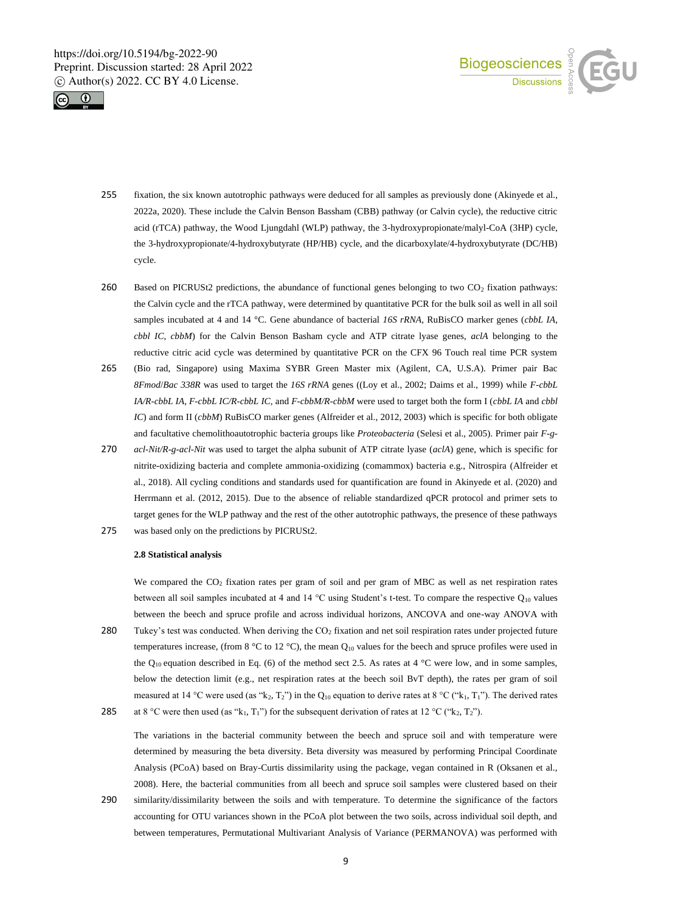fixation, the six known autotrophic pathways were deduced for all samples as previously done (Akinyede et al., 2022a, 2020). These include the Calvin Benson Bassham (CBB) pathway (or Calvin cycle), the reductive citric acid (rTCA) pathway, the Wood Ljungdahl (WLP) pathway, the 3-hydroxypropionate/malyl-CoA (3HP) cycle, the 3-hydroxypropionate/4-hydroxybutyrate (HP/HB) cycle, and the dicarboxylate/4-hydroxybutyrate (DC/HB) cycle.

Based on PICRUSt2 predictions, the abundance of functional genes belonging to two $CO_2$ fixation pathways: the Calvin cycle and the rTCA pathway, were determined by quantitative PCR for the bulk soil as well in all soil samples incubated at 4 and 14 °C. Gene abundance of bacterial *16S rRNA*, RuBisCO marker genes (*cbbL IA*, *cbbl IC*, *cbbM*) for the Calvin Benson Basham cycle and ATP citrate lyase genes, *aclA* belonging to the reductive citric acid cycle was determined by quantitative PCR on the CFX 96 Touch real time PCR system (Bio rad, Singapore) using Maxima SYBR Green Master mix (Agilent, CA, U.S.A). Primer pair Bac *8Fmod*/*Bac 338R* was used to target the *16S rRNA* genes ((Loy et al., 2002; Daims et al., 1999) while *F-cbbL IA/R-cbbL IA*, *F-cbbL IC/R-cbbL IC*, and *F-cbbM/R-cbbM* were used to target both the form I (*cbbL IA* and *cbbl IC*) and form II (*cbbM*) RuBisCO marker genes (Alfreider et al., 2012, 2003) which is specific for both obligate and facultative chemolithoautotrophic bacteria groups like *Proteobacteria* (Selesi et al., 2005). Primer pair *F-g-acl-Nit/R-g-acl-Nit* was used to target the alpha subunit of ATP citrate lyase (*aclA*) gene, which is specific for nitrite-oxidizing bacteria and complete ammonia-oxidizing (comammox) bacteria e.g., Nitrospira (Alfreider et al., 2018). All cycling conditions and standards used for quantification are found in Akinyede et al. (2020) and Herrmann et al. (2012, 2015). Due to the absence of reliable standardized qPCR protocol and primer sets to target genes for the WLP pathway and the rest of the other autotrophic pathways, the presence of these pathways was based only on the predictions by PICRUSt2.

### 2.8 Statistical analysis

We compared the $CO_2$ fixation rates per gram of soil and per gram of MBC as well as net respiration rates between all soil samples incubated at 4 and 14 °C using Student's t-test. To compare the respective $Q_{10}$ values between the beech and spruce profile and across individual horizons, ANCOVA and one-way ANOVA with Tukey's test was conducted. When deriving the $CO_2$ fixation and net soil respiration rates under projected future temperatures increase, (from 8 °C to 12 °C), the mean $Q_{10}$ values for the beech and spruce profiles were used in the $Q_{10}$ equation described in Eq. (6) of the method sect 2.5. As rates at 4 °C were low, and in some samples, below the detection limit (e.g., net respiration rates at the beech soil BvT depth), the rates per gram of soil measured at 14 °C were used (as "$k_2$, $T_2$") in the $Q_{10}$ equation to derive rates at 8 °C ("$k_1$, $T_1$"). The derived rates at 8 °C were then used (as "$k_1$, $T_1$") for the subsequent derivation of rates at 12 °C ("$k_2$, $T_2$").

The variations in the bacterial community between the beech and spruce soil and with temperature were determined by measuring the beta diversity. Beta diversity was measured by performing Principal Coordinate Analysis (PCoA) based on Bray-Curtis dissimilarity using the package, vegan contained in R (Oksanen et al., 2008). Here, the bacterial communities from all beech and spruce soil samples were clustered based on their similarity/dissimilarity between the soils and with temperature. To determine the significance of the factors accounting for OTU variances shown in the PCoA plot between the two soils, across individual soil depth, and between temperatures, Permutational Multivariant Analysis of Variance (PERMANOVA) was performed with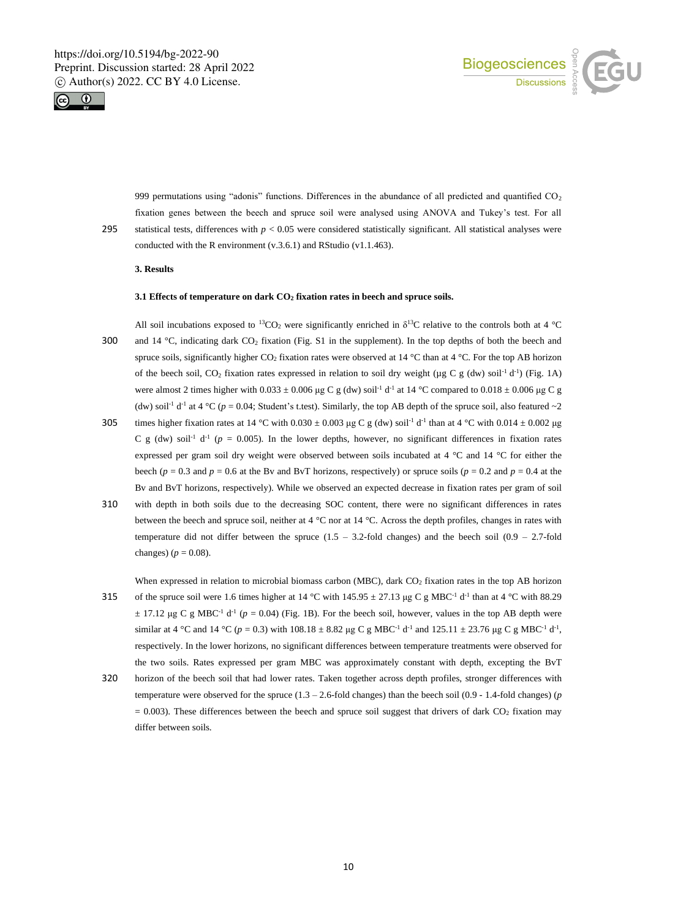999 permutations using “adonis” functions. Differences in the abundance of all predicted and quantified $CO_2$ fixation genes between the beech and spruce soil were analysed using ANOVA and Tukey’s test. For all statistical tests, differences with $p < 0.05$ were considered statistically significant. All statistical analyses were conducted with the R environment (v.3.6.1) and RStudio (v1.1.463).

## 3. Results

### 3.1 Effects of temperature on dark $CO_2$ fixation rates in beech and spruce soils.

All soil incubations exposed to $^{13}CO_2$ were significantly enriched in $\delta^{13}C$ relative to the controls both at 4 °C and 14 °C, indicating dark $CO_2$ fixation (Fig. S1 in the supplement). In the top depths of both the beech and spruce soils, significantly higher $CO_2$ fixation rates were observed at 14 °C than at 4 °C. For the top AB horizon of the beech soil, $CO_2$ fixation rates expressed in relation to soil dry weight (µg C g (dw) soil$^{-1}$ d$^{-1}$) (Fig. 1A) were almost 2 times higher with 0.033 ± 0.006 µg C g (dw) soil$^{-1}$ d$^{-1}$ at 14 °C compared to 0.018 ± 0.006 µg C g (dw) soil$^{-1}$ d$^{-1}$ at 4 °C ($p = 0.04$; Student’s t.test). Similarly, the top AB depth of the spruce soil, also featured ~2 times higher fixation rates at 14 °C with 0.030 ± 0.003 µg C g (dw) soil$^{-1}$ d$^{-1}$ than at 4 °C with 0.014 ± 0.002 µg C g (dw) soil$^{-1}$ d$^{-1}$ ($p = 0.005$). In the lower depths, however, no significant differences in fixation rates expressed per gram soil dry weight were observed between soils incubated at 4 °C and 14 °C for either the beech ($p = 0.3$ and $p = 0.6$ at the Bv and BvT horizons, respectively) or spruce soils ($p = 0.2$ and $p = 0.4$ at the Bv and BvT horizons, respectively). While we observed an expected decrease in fixation rates per gram of soil with depth in both soils due to the decreasing SOC content, there were no significant differences in rates between the beech and spruce soil, neither at 4 °C nor at 14 °C. Across the depth profiles, changes in rates with temperature did not differ between the spruce (1.5 – 3.2-fold changes) and the beech soil (0.9 – 2.7-fold changes) ($p = 0.08$).

When expressed in relation to microbial biomass carbon (MBC), dark $CO_2$ fixation rates in the top AB horizon of the spruce soil were 1.6 times higher at 14 °C with 145.95 ± 27.13 µg C g MBC$^{-1}$ d$^{-1}$ than at 4 °C with 88.29 ± 17.12 µg C g MBC$^{-1}$ d$^{-1}$ ($p = 0.04$) (Fig. 1B). For the beech soil, however, values in the top AB depth were similar at 4 °C and 14 °C ($p = 0.3$) with 108.18 ± 8.82 µg C g MBC$^{-1}$ d$^{-1}$ and 125.11 ± 23.76 µg C g MBC$^{-1}$ d$^{-1}$, respectively. In the lower horizons, no significant differences between temperature treatments were observed for the two soils. Rates expressed per gram MBC was approximately constant with depth, excepting the BvT horizon of the beech soil that had lower rates. Taken together across depth profiles, stronger differences with temperature were observed for the spruce (1.3 – 2.6-fold changes) than the beech soil (0.9 - 1.4-fold changes) ($p = 0.003$). These differences between the beech and spruce soil suggest that drivers of dark $CO_2$ fixation may differ between soils.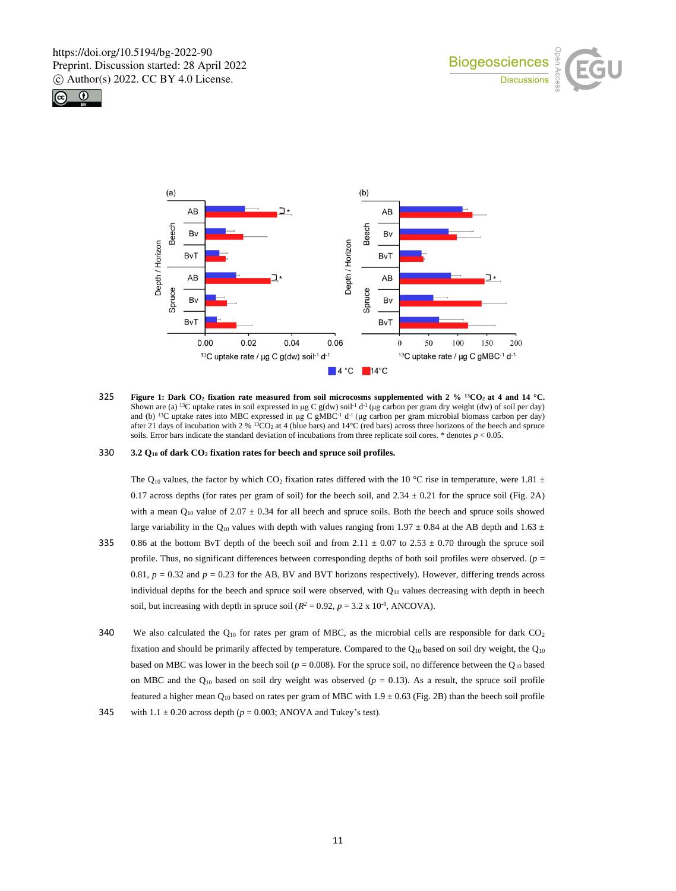**Figure 1: Dark $CO_2$ fixation rate measured from soil microcosms supplemented with 2 % $^{13}CO_2$ at 4 and 14 °C.** Shown are (a) $^{13}C$ uptake rates in soil expressed in µg C g(dw) $soil^{-1}$ $d^{-1}$ (µg carbon per gram dry weight (dw) of soil per day) and (b) $^{13}C$ uptake rates into MBC expressed in µg C $gMBC^{-1}$ $d^{-1}$ (µg carbon per gram microbial biomass carbon per day) after 21 days of incubation with 2 % $^{13}CO_2$ at 4 (blue bars) and 14°C (red bars) across three horizons of the beech and spruce soils. Error bars indicate the standard deviation of incubations from three replicate soil cores. * denotes $p < 0.05$.

### 3.2 $Q_{10}$ of dark $CO_2$ fixation rates for beech and spruce soil profiles.

The $Q_{10}$ values, the factor by which $CO_2$ fixation rates differed with the 10 °C rise in temperature, were 1.81 ± 0.17 across depths (for rates per gram of soil) for the beech soil, and 2.34 ± 0.21 for the spruce soil (Fig. 2A) with a mean $Q_{10}$ value of 2.07 ± 0.34 for all beech and spruce soils. Both the beech and spruce soils showed large variability in the $Q_{10}$ values with depth with values ranging from 1.97 ± 0.84 at the AB depth and 1.63 ± 0.86 at the bottom BvT depth of the beech soil and from 2.11 ± 0.07 to 2.53 ± 0.70 through the spruce soil profile. Thus, no significant differences between corresponding depths of both soil profiles were observed. ($p$ = 0.81, $p$ = 0.32 and $p$ = 0.23 for the AB, BV and BVT horizons respectively). However, differing trends across individual depths for the beech and spruce soil were observed, with $Q_{10}$ values decreasing with depth in beech soil, but increasing with depth in spruce soil ($R^2 = 0.92$, $p = 3.2 \times 10^{-8}$, ANCOVA).

We also calculated the $Q_{10}$ for rates per gram of MBC, as the microbial cells are responsible for dark $CO_2$ fixation and should be primarily affected by temperature. Compared to the $Q_{10}$ based on soil dry weight, the $Q_{10}$ based on MBC was lower in the beech soil ($p = 0.008$). For the spruce soil, no difference between the $Q_{10}$ based on MBC and the $Q_{10}$ based on soil dry weight was observed ($p = 0.13$). As a result, the spruce soil profile featured a higher mean $Q_{10}$ based on rates per gram of MBC with 1.9 ± 0.63 (Fig. 2B) than the beech soil profile with 1.1 ± 0.20 across depth ($p = 0.003$; ANOVA and Tukey's test).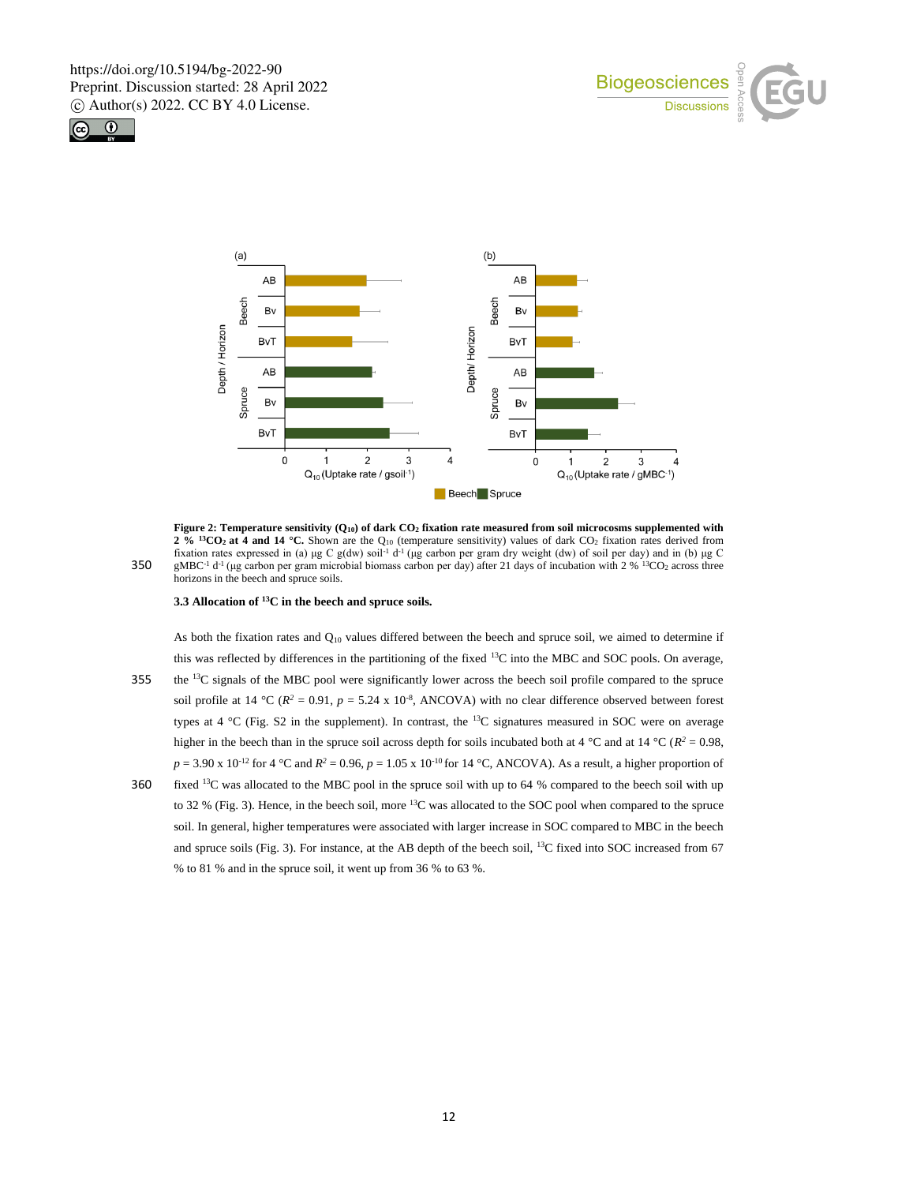**Figure 2: Temperature sensitivity ($Q_{10}$) of dark $CO_2$ fixation rate measured from soil microcosms supplemented with 2 % $^{13}CO_2$ at 4 and 14 °C.** Shown are the $Q_{10}$ (temperature sensitivity) values of dark $CO_2$ fixation rates derived from fixation rates expressed in (a) µg C g(dw) soil$^{-1}$ d$^{-1}$ (µg carbon per gram dry weight (dw) of soil per day) and in (b) µg C gMBC$^{-1}$ d$^{-1}$ (µg carbon per gram microbial biomass carbon per day) after 21 days of incubation with 2 % $^{13}CO_2$ across three horizons in the beech and spruce soils.

### 3.3 Allocation of $^{13}C$ in the beech and spruce soils.

As both the fixation rates and $Q_{10}$ values differed between the beech and spruce soil, we aimed to determine if this was reflected by differences in the partitioning of the fixed $^{13}C$ into the MBC and SOC pools. On average, the $^{13}C$ signals of the MBC pool were significantly lower across the beech soil profile compared to the spruce soil profile at 14 °C ($R^2 = 0.91$, $p = 5.24 \times 10^{-8}$, ANCOVA) with no clear difference observed between forest types at 4 °C (Fig. S2 in the supplement). In contrast, the $^{13}C$ signatures measured in SOC were on average higher in the beech than in the spruce soil across depth for soils incubated both at 4 °C and at 14 °C ($R^2 = 0.98$, $p = 3.90 \times 10^{-12}$ for 4 °C and $R^2 = 0.96$, $p = 1.05 \times 10^{-10}$ for 14 °C, ANCOVA). As a result, a higher proportion of fixed $^{13}C$ was allocated to the MBC pool in the spruce soil with up to 64 % compared to the beech soil with up to 32 % (Fig. 3). Hence, in the beech soil, more $^{13}C$ was allocated to the SOC pool when compared to the spruce soil. In general, higher temperatures were associated with larger increase in SOC compared to MBC in the beech and spruce soils (Fig. 3). For instance, at the AB depth of the beech soil, $^{13}C$ fixed into SOC increased from 67 % to 81 % and in the spruce soil, it went up from 36 % to 63 %.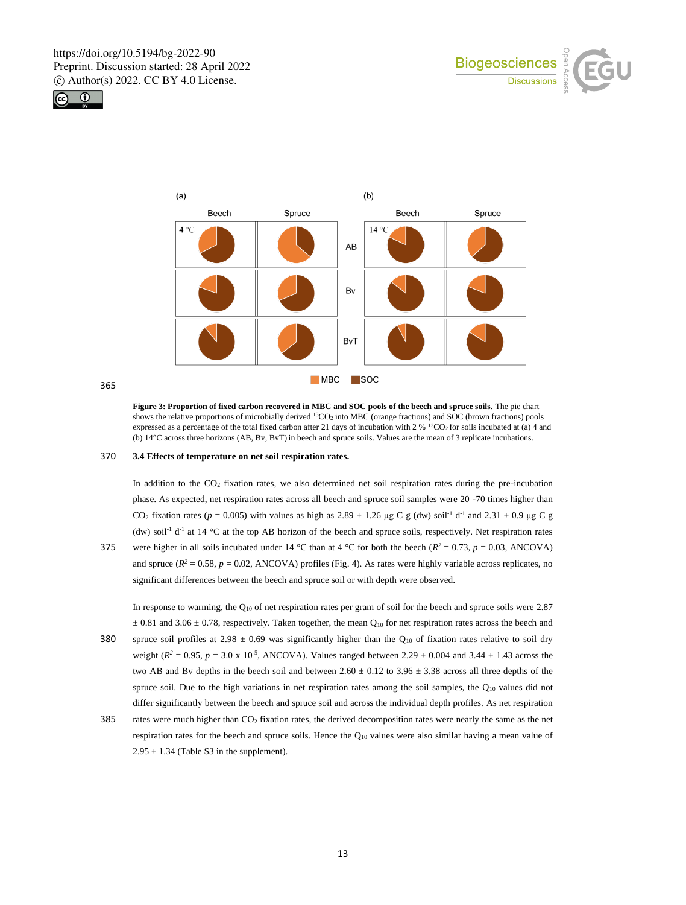**Figure 3: Proportion of fixed carbon recovered in MBC and SOC pools of the beech and spruce soils.** The pie chart shows the relative proportions of microbially derived $^{13}CO_2$ into MBC (orange fractions) and SOC (brown fractions) pools expressed as a percentage of the total fixed carbon after 21 days of incubation with 2 % $^{13}CO_2$ for soils incubated at (a) 4 and (b) 14°C across three horizons (AB, Bv, BvT) in beech and spruce soils. Values are the mean of 3 replicate incubations.

### 3.4 Effects of temperature on net soil respiration rates.

In addition to the $CO_2$ fixation rates, we also determined net soil respiration rates during the pre-incubation phase. As expected, net respiration rates across all beech and spruce soil samples were 20 -70 times higher than $CO_2$ fixation rates ($p$ = 0.005) with values as high as 2.89 ± 1.26 µg C g (dw) soil$^{-1}$ d$^{-1}$ and 2.31 ± 0.9 µg C g (dw) soil$^{-1}$ d$^{-1}$ at 14 °C at the top AB horizon of the beech and spruce soils, respectively. Net respiration rates were higher in all soils incubated under 14 °C than at 4 °C for both the beech ($R^2$ = 0.73, $p$ = 0.03, ANCOVA) and spruce ($R^2$ = 0.58, $p$ = 0.02, ANCOVA) profiles (Fig. 4). As rates were highly variable across replicates, no significant differences between the beech and spruce soil or with depth were observed.

In response to warming, the $Q_{10}$ of net respiration rates per gram of soil for the beech and spruce soils were 2.87 ± 0.81 and 3.06 ± 0.78, respectively. Taken together, the mean $Q_{10}$ for net respiration rates across the beech and spruce soil profiles at 2.98 ± 0.69 was significantly higher than the $Q_{10}$ of fixation rates relative to soil dry weight ($R^2$ = 0.95, $p$ = 3.0 x 10$^{-5}$, ANCOVA). Values ranged between 2.29 ± 0.004 and 3.44 ± 1.43 across the two AB and Bv depths in the beech soil and between 2.60 ± 0.12 to 3.96 ± 3.38 across all three depths of the spruce soil. Due to the high variations in net respiration rates among the soil samples, the $Q_{10}$ values did not differ significantly between the beech and spruce soil and across the individual depth profiles. As net respiration rates were much higher than $CO_2$ fixation rates, the derived decomposition rates were nearly the same as the net respiration rates for the beech and spruce soils. Hence the $Q_{10}$ values were also similar having a mean value of 2.95 ± 1.34 (Table S3 in the supplement).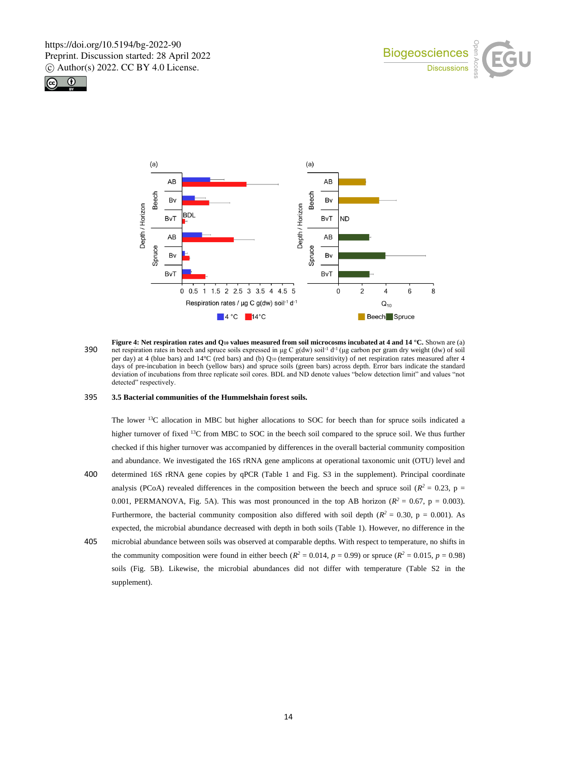**Figure 4: Net respiration rates and $Q_{10}$ values measured from soil microcosms incubated at 4 and 14 °C.** Shown are (a) net respiration rates in beech and spruce soils expressed in µg C g(dw) soil$^{-1}$ d$^{-1}$ (µg carbon per gram dry weight (dw) of soil per day) at 4 (blue bars) and 14°C (red bars) and (b) $Q_{10}$ (temperature sensitivity) of net respiration rates measured after 4 days of pre-incubation in beech (yellow bars) and spruce soils (green bars) across depth. Error bars indicate the standard deviation of incubations from three replicate soil cores. BDL and ND denote values "below detection limit" and values "not detected" respectively.

### 3.5 Bacterial communities of the Hummelshain forest soils.

The lower $^{13}$C allocation in MBC but higher allocations to SOC for beech than for spruce soils indicated a higher turnover of fixed $^{13}$C from MBC to SOC in the beech soil compared to the spruce soil. We thus further checked if this higher turnover was accompanied by differences in the overall bacterial community composition and abundance. We investigated the 16S rRNA gene amplicons at operational taxonomic unit (OTU) level and determined 16S rRNA gene copies by qPCR (Table 1 and Fig. S3 in the supplement). Principal coordinate analysis (PCoA) revealed differences in the composition between the beech and spruce soil ($R^2$ = 0.23, p = 0.001, PERMANOVA, Fig. 5A). This was most pronounced in the top AB horizon ($R^2$ = 0.67, p = 0.003). Furthermore, the bacterial community composition also differed with soil depth ($R^2$ = 0.30, p = 0.001). As expected, the microbial abundance decreased with depth in both soils (Table 1). However, no difference in the microbial abundance between soils was observed at comparable depths. With respect to temperature, no shifts in the community composition were found in either beech ($R^2$ = 0.014, $p$ = 0.99) or spruce ($R^2$ = 0.015, $p$ = 0.98) soils (Fig. 5B). Likewise, the microbial abundances did not differ with temperature (Table S2 in the supplement).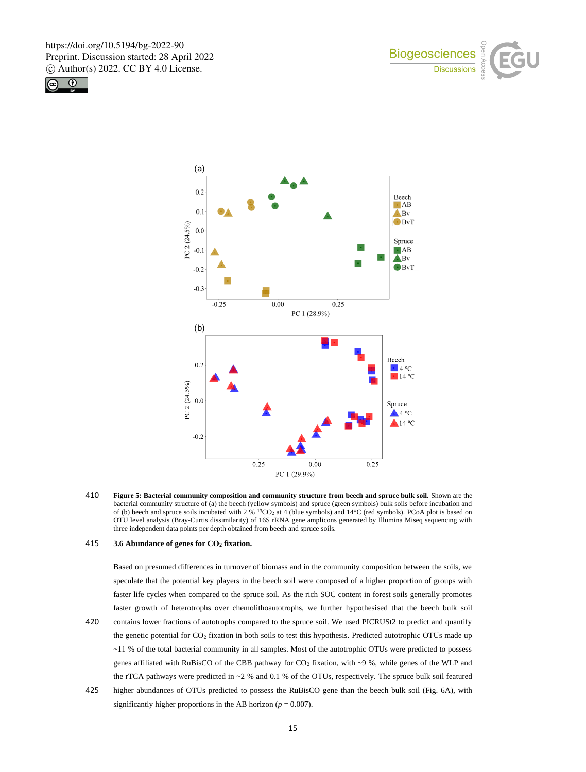**Figure 5: Bacterial community composition and community structure from beech and spruce bulk soil.** Shown are the bacterial community structure of (a) the beech (yellow symbols) and spruce (green symbols) bulk soils before incubation and of (b) beech and spruce soils incubated with 2 % $^{13}CO_2$ at 4 (blue symbols) and 14°C (red symbols). PCoA plot is based on OTU level analysis (Bray-Curtis dissimilarity) of 16S rRNA gene amplicons generated by Illumina Miseq sequencing with three independent data points per depth obtained from beech and spruce soils.

### 3.6 Abundance of genes for $CO_2$ fixation.

Based on presumed differences in turnover of biomass and in the community composition between the soils, we speculate that the potential key players in the beech soil were composed of a higher proportion of groups with faster life cycles when compared to the spruce soil. As the rich SOC content in forest soils generally promotes faster growth of heterotrophs over chemolithoautotrophs, we further hypothesised that the beech bulk soil contains lower fractions of autotrophs compared to the spruce soil. We used PICRUSt2 to predict and quantify the genetic potential for $CO_2$ fixation in both soils to test this hypothesis. Predicted autotrophic OTUs made up ~11 % of the total bacterial community in all samples. Most of the autotrophic OTUs were predicted to possess genes affiliated with RuBisCO of the CBB pathway for $CO_2$ fixation, with ~9 %, while genes of the WLP and the rTCA pathways were predicted in ~2 % and 0.1 % of the OTUs, respectively. The spruce bulk soil featured higher abundances of OTUs predicted to possess the RuBisCO gene than the beech bulk soil (Fig. 6A), with significantly higher proportions in the AB horizon ($p = 0.007$).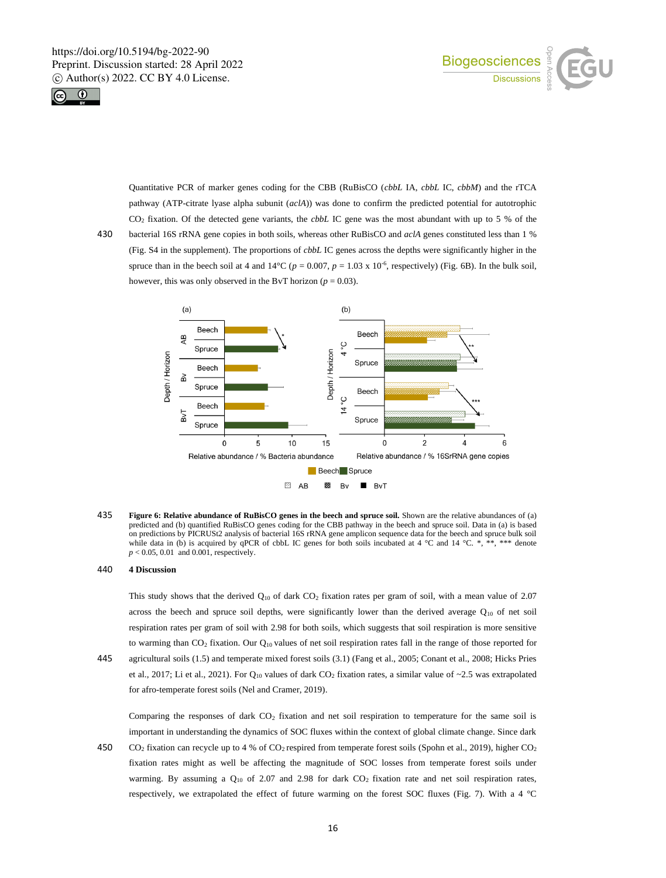Quantitative PCR of marker genes coding for the CBB (RuBisCO (*cbbL* IA, *cbbL* IC, *cbbM*) and the rTCA pathway (ATP-citrate lyase alpha subunit (*aclA*)) was done to confirm the predicted potential for autotrophic $CO_2$ fixation. Of the detected gene variants, the *cbbL* IC gene was the most abundant with up to 5 % of the bacterial 16S rRNA gene copies in both soils, whereas other RuBisCO and *aclA* genes constituted less than 1 % (Fig. S4 in the supplement). The proportions of *cbbL* IC genes across the depths were significantly higher in the spruce than in the beech soil at 4 and 14°C ($p$ = 0.007, $p = 1.03 \times 10^{-6}$, respectively) (Fig. 6B). In the bulk soil, however, this was only observed in the BvT horizon ($p$ = 0.03).

**Figure 6: Relative abundance of RuBisCO genes in the beech and spruce soil.** Shown are the relative abundances of (a) predicted and (b) quantified RuBisCO genes coding for the CBB pathway in the beech and spruce soil. Data in (a) is based on predictions by PICRUSt2 analysis of bacterial 16S rRNA gene amplicon sequence data for the beech and spruce bulk soil while data in (b) is acquired by qPCR of cbbL IC genes for both soils incubated at 4 °C and 14 °C. *, **, *** denote $p$ < 0.05, 0.01 and 0.001, respectively.

## 4 Discussion

This study shows that the derived $Q_{10}$ of dark $CO_2$ fixation rates per gram of soil, with a mean value of 2.07 across the beech and spruce soil depths, were significantly lower than the derived average $Q_{10}$ of net soil respiration rates per gram of soil with 2.98 for both soils, which suggests that soil respiration is more sensitive to warming than $CO_2$ fixation. Our $Q_{10}$ values of net soil respiration rates fall in the range of those reported for agricultural soils (1.5) and temperate mixed forest soils (3.1) (Fang et al., 2005; Conant et al., 2008; Hicks Pries et al., 2017; Li et al., 2021). For $Q_{10}$ values of dark $CO_2$ fixation rates, a similar value of ~2.5 was extrapolated for afro-temperate forest soils (Nel and Cramer, 2019).

Comparing the responses of dark $CO_2$ fixation and net soil respiration to temperature for the same soil is important in understanding the dynamics of SOC fluxes within the context of global climate change. Since dark $CO_2$ fixation can recycle up to 4 % of $CO_2$ respired from temperate forest soils (Spohn et al., 2019), higher $CO_2$ fixation rates might as well be affecting the magnitude of SOC losses from temperate forest soils under warming. By assuming a $Q_{10}$ of 2.07 and 2.98 for dark $CO_2$ fixation rate and net soil respiration rates, respectively, we extrapolated the effect of future warming on the forest SOC fluxes (Fig. 7). With a 4 °C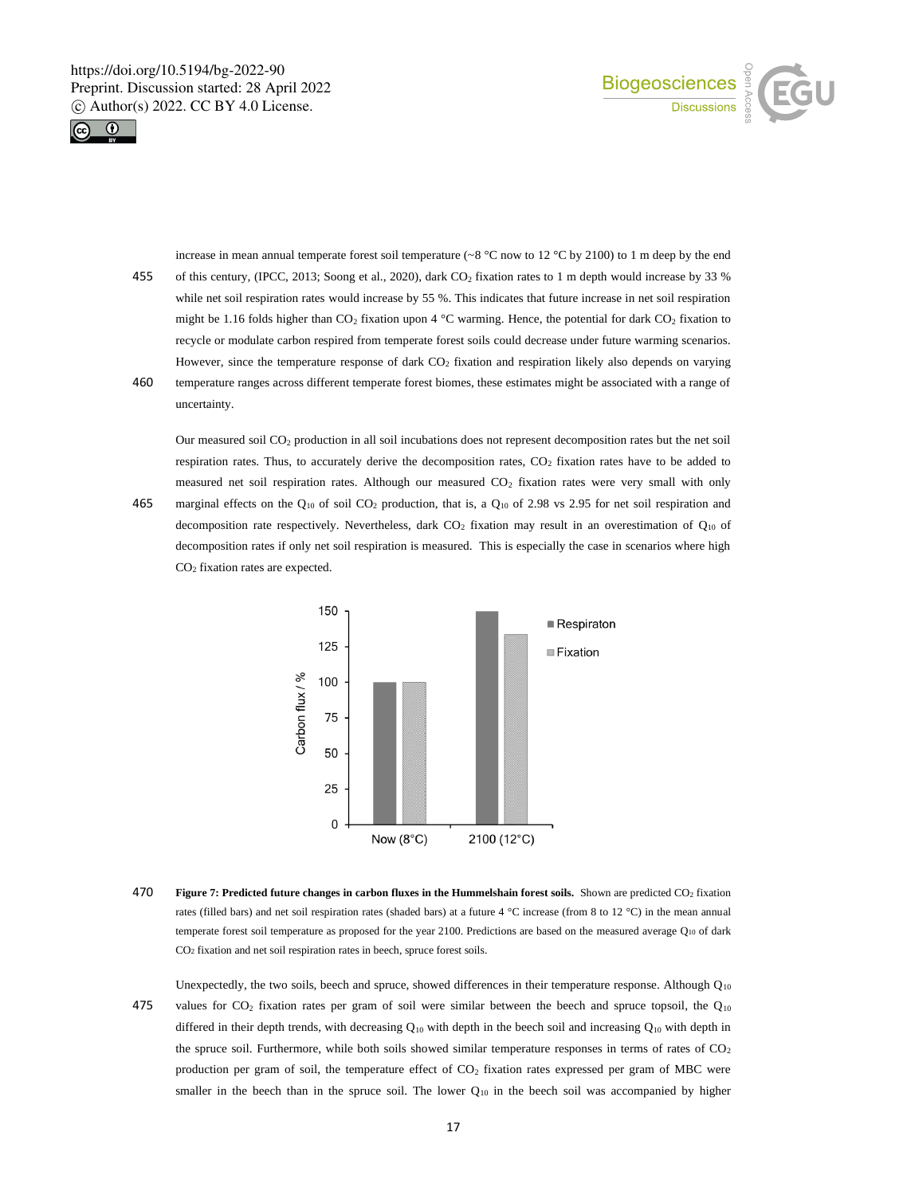increase in mean annual temperate forest soil temperature (~8 °C now to 12 °C by 2100) to 1 m deep by the end of this century, (IPCC, 2013; Soong et al., 2020), dark $CO_2$ fixation rates to 1 m depth would increase by 33 % while net soil respiration rates would increase by 55 %. This indicates that future increase in net soil respiration might be 1.16 folds higher than $CO_2$ fixation upon 4 °C warming. Hence, the potential for dark $CO_2$ fixation to recycle or modulate carbon respired from temperate forest soils could decrease under future warming scenarios. However, since the temperature response of dark $CO_2$ fixation and respiration likely also depends on varying temperature ranges across different temperate forest biomes, these estimates might be associated with a range of uncertainty.

Our measured soil $CO_2$ production in all soil incubations does not represent decomposition rates but the net soil respiration rates. Thus, to accurately derive the decomposition rates, $CO_2$ fixation rates have to be added to measured net soil respiration rates. Although our measured $CO_2$ fixation rates were very small with only marginal effects on the $Q_{10}$ of soil $CO_2$ production, that is, a $Q_{10}$ of 2.98 vs 2.95 for net soil respiration and decomposition rate respectively. Nevertheless, dark $CO_2$ fixation may result in an overestimation of $Q_{10}$ of decomposition rates if only net soil respiration is measured. This is especially the case in scenarios where high $CO_2$ fixation rates are expected.

**Figure 7: Predicted future changes in carbon fluxes in the Hummelshain forest soils.** Shown are predicted $CO_2$ fixation rates (filled bars) and net soil respiration rates (shaded bars) at a future 4 °C increase (from 8 to 12 °C) in the mean annual temperate forest soil temperature as proposed for the year 2100. Predictions are based on the measured average $Q_{10}$ of dark $CO_2$ fixation and net soil respiration rates in beech, spruce forest soils.

Unexpectedly, the two soils, beech and spruce, showed differences in their temperature response. Although $Q_{10}$ values for $CO_2$ fixation rates per gram of soil were similar between the beech and spruce topsoil, the $Q_{10}$ differed in their depth trends, with decreasing $Q_{10}$ with depth in the beech soil and increasing $Q_{10}$ with depth in the spruce soil. Furthermore, while both soils showed similar temperature responses in terms of rates of $CO_2$ production per gram of soil, the temperature effect of $CO_2$ fixation rates expressed per gram of MBC were smaller in the beech than in the spruce soil. The lower $Q_{10}$ in the beech soil was accompanied by higher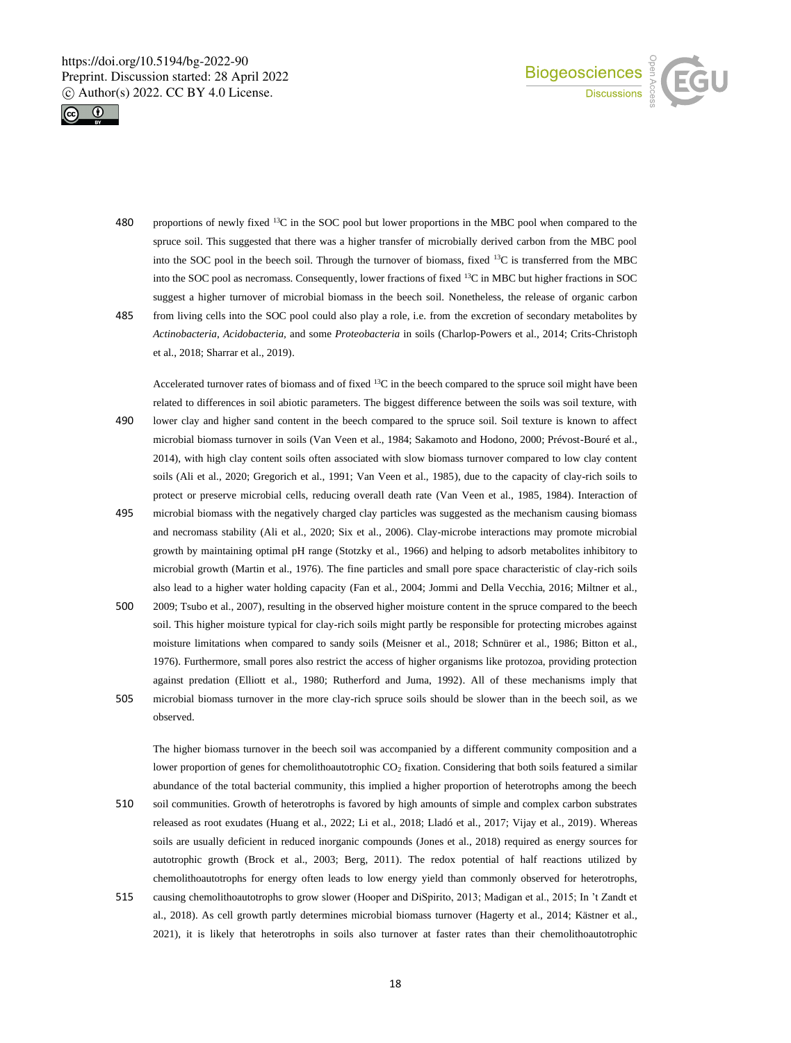proportions of newly fixed $^{13}C$ in the SOC pool but lower proportions in the MBC pool when compared to the spruce soil. This suggested that there was a higher transfer of microbially derived carbon from the MBC pool into the SOC pool in the beech soil. Through the turnover of biomass, fixed $^{13}C$ is transferred from the MBC into the SOC pool as necromass. Consequently, lower fractions of fixed $^{13}C$ in MBC but higher fractions in SOC suggest a higher turnover of microbial biomass in the beech soil. Nonetheless, the release of organic carbon from living cells into the SOC pool could also play a role, i.e. from the excretion of secondary metabolites by *Actinobacteria*, *Acidobacteria*, and some *Proteobacteria* in soils (Charlop-Powers et al., 2014; Crits-Christoph et al., 2018; Sharrar et al., 2019).

Accelerated turnover rates of biomass and of fixed $^{13}C$ in the beech compared to the spruce soil might have been related to differences in soil abiotic parameters. The biggest difference between the soils was soil texture, with lower clay and higher sand content in the beech compared to the spruce soil. Soil texture is known to affect microbial biomass turnover in soils (Van Veen et al., 1984; Sakamoto and Hodono, 2000; Prévost-Bouré et al., 2014), with high clay content soils often associated with slow biomass turnover compared to low clay content soils (Ali et al., 2020; Gregorich et al., 1991; Van Veen et al., 1985), due to the capacity of clay-rich soils to protect or preserve microbial cells, reducing overall death rate (Van Veen et al., 1985, 1984). Interaction of microbial biomass with the negatively charged clay particles was suggested as the mechanism causing biomass and necromass stability (Ali et al., 2020; Six et al., 2006). Clay-microbe interactions may promote microbial growth by maintaining optimal pH range (Stotzky et al., 1966) and helping to adsorb metabolites inhibitory to microbial growth (Martin et al., 1976). The fine particles and small pore space characteristic of clay-rich soils also lead to a higher water holding capacity (Fan et al., 2004; Jommi and Della Vecchia, 2016; Miltner et al., 2009; Tsubo et al., 2007), resulting in the observed higher moisture content in the spruce compared to the beech soil. This higher moisture typical for clay-rich soils might partly be responsible for protecting microbes against moisture limitations when compared to sandy soils (Meisner et al., 2018; Schnürer et al., 1986; Bitton et al., 1976). Furthermore, small pores also restrict the access of higher organisms like protozoa, providing protection against predation (Elliott et al., 1980; Rutherford and Juma, 1992). All of these mechanisms imply that microbial biomass turnover in the more clay-rich spruce soils should be slower than in the beech soil, as we observed.

The higher biomass turnover in the beech soil was accompanied by a different community composition and a lower proportion of genes for chemolithoautotrophic $CO_2$ fixation. Considering that both soils featured a similar abundance of the total bacterial community, this implied a higher proportion of heterotrophs among the beech soil communities. Growth of heterotrophs is favored by high amounts of simple and complex carbon substrates released as root exudates (Huang et al., 2022; Li et al., 2018; Lladó et al., 2017; Vijay et al., 2019). Whereas soils are usually deficient in reduced inorganic compounds (Jones et al., 2018) required as energy sources for autotrophic growth (Brock et al., 2003; Berg, 2011). The redox potential of half reactions utilized by chemolithoautotrophs for energy often leads to low energy yield than commonly observed for heterotrophs, causing chemolithoautotrophs to grow slower (Hooper and DiSpirito, 2013; Madigan et al., 2015; In 't Zandt et al., 2018). As cell growth partly determines microbial biomass turnover (Hagerty et al., 2014; Kästner et al., 2021), it is likely that heterotrophs in soils also turnover at faster rates than their chemolithoautotrophic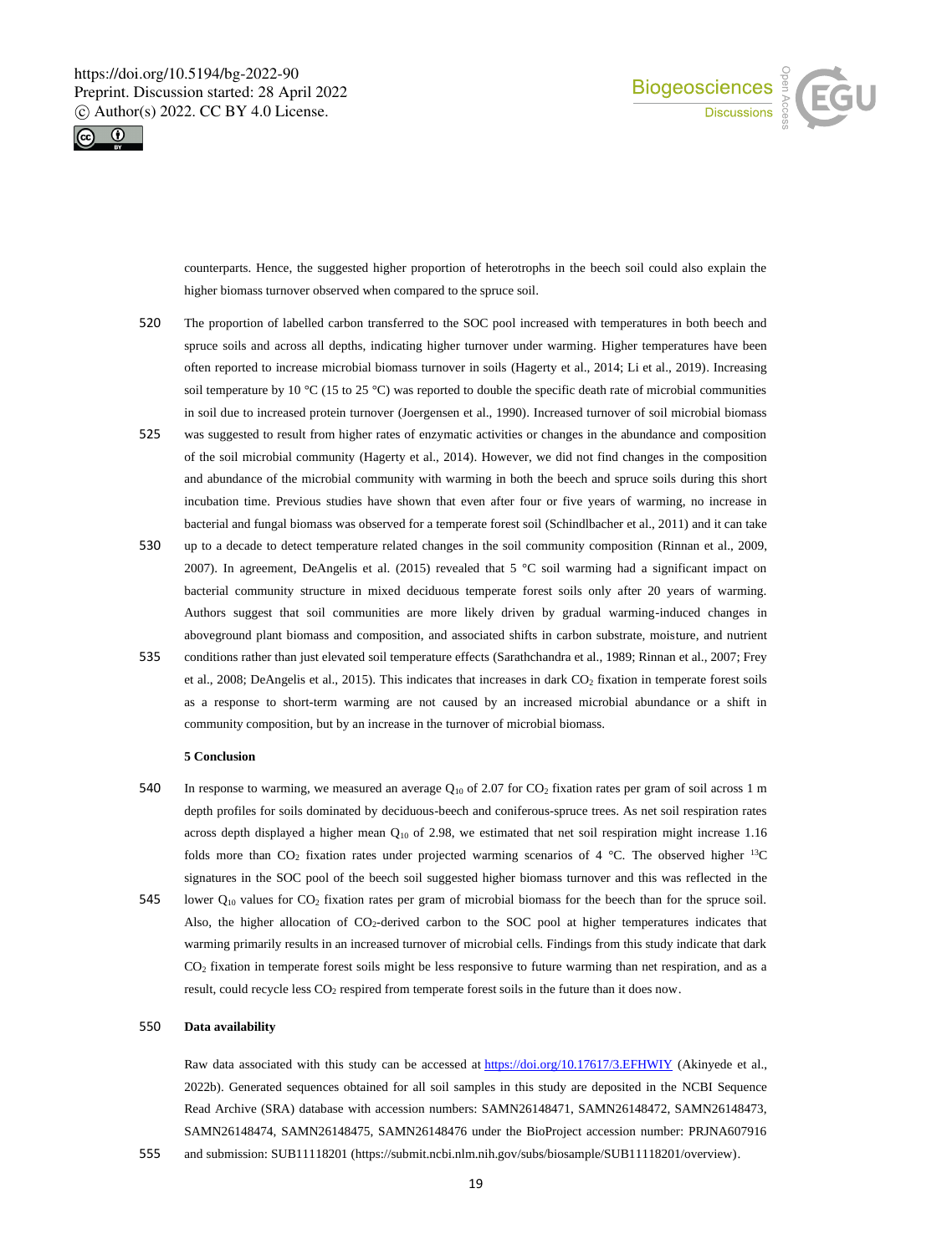counterparts. Hence, the suggested higher proportion of heterotrophs in the beech soil could also explain the higher biomass turnover observed when compared to the spruce soil.

The proportion of labelled carbon transferred to the SOC pool increased with temperatures in both beech and spruce soils and across all depths, indicating higher turnover under warming. Higher temperatures have been often reported to increase microbial biomass turnover in soils (Hagerty et al., 2014; Li et al., 2019). Increasing soil temperature by 10 °C (15 to 25 °C) was reported to double the specific death rate of microbial communities in soil due to increased protein turnover (Joergensen et al., 1990). Increased turnover of soil microbial biomass was suggested to result from higher rates of enzymatic activities or changes in the abundance and composition of the soil microbial community (Hagerty et al., 2014). However, we did not find changes in the composition and abundance of the microbial community with warming in both the beech and spruce soils during this short incubation time. Previous studies have shown that even after four or five years of warming, no increase in bacterial and fungal biomass was observed for a temperate forest soil (Schindlbacher et al., 2011) and it can take up to a decade to detect temperature related changes in the soil community composition (Rinnan et al., 2009, 2007). In agreement, DeAngelis et al. (2015) revealed that 5 °C soil warming had a significant impact on bacterial community structure in mixed deciduous temperate forest soils only after 20 years of warming. Authors suggest that soil communities are more likely driven by gradual warming-induced changes in aboveground plant biomass and composition, and associated shifts in carbon substrate, moisture, and nutrient conditions rather than just elevated soil temperature effects (Sarathchandra et al., 1989; Rinnan et al., 2007; Frey et al., 2008; DeAngelis et al., 2015). This indicates that increases in dark $CO_2$ fixation in temperate forest soils as a response to short-term warming are not caused by an increased microbial abundance or a shift in community composition, but by an increase in the turnover of microbial biomass.

## 5 Conclusion

In response to warming, we measured an average $Q_{10}$ of 2.07 for $CO_2$ fixation rates per gram of soil across 1 m depth profiles for soils dominated by deciduous-beech and coniferous-spruce trees. As net soil respiration rates across depth displayed a higher mean $Q_{10}$ of 2.98, we estimated that net soil respiration might increase 1.16 folds more than $CO_2$ fixation rates under projected warming scenarios of 4 °C. The observed higher $^{13}C$ signatures in the SOC pool of the beech soil suggested higher biomass turnover and this was reflected in the lower $Q_{10}$ values for $CO_2$ fixation rates per gram of microbial biomass for the beech than for the spruce soil. Also, the higher allocation of $CO_2$-derived carbon to the SOC pool at higher temperatures indicates that warming primarily results in an increased turnover of microbial cells. Findings from this study indicate that dark $CO_2$ fixation in temperate forest soils might be less responsive to future warming than net respiration, and as a result, could recycle less $CO_2$ respired from temperate forest soils in the future than it does now.

## Data availability

Raw data associated with this study can be accessed at https://doi.org/10.17617/3.EFHWIY (Akinyede et al., 2022b). Generated sequences obtained for all soil samples in this study are deposited in the NCBI Sequence Read Archive (SRA) database with accession numbers: SAMN26148471, SAMN26148472, SAMN26148473, SAMN26148474, SAMN26148475, SAMN26148476 under the BioProject accession number: PRJNA607916 and submission: SUB11118201 (https://submit.ncbi.nlm.nih.gov/subs/biosample/SUB11118201/overview).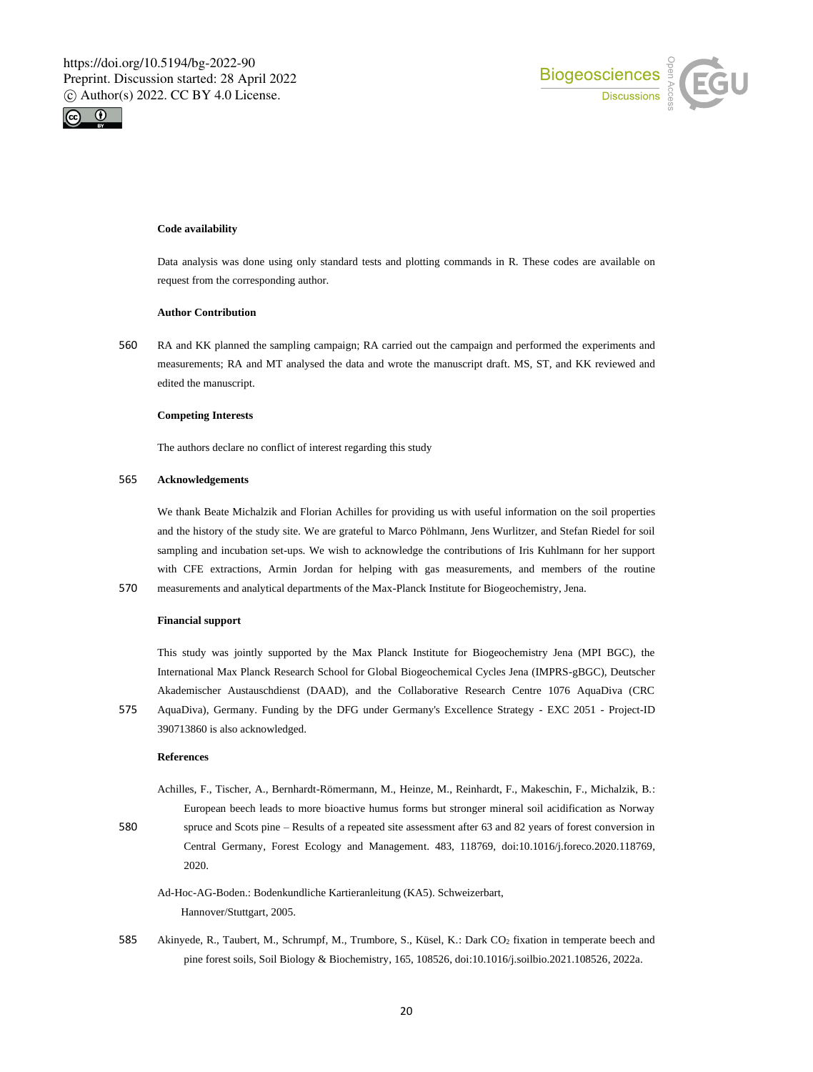**Code availability**

Data analysis was done using only standard tests and plotting commands in R. These codes are available on request from the corresponding author.

**Author Contribution**

RA and KK planned the sampling campaign; RA carried out the campaign and performed the experiments and measurements; RA and MT analysed the data and wrote the manuscript draft. MS, ST, and KK reviewed and edited the manuscript.

**Competing Interests**

The authors declare no conflict of interest regarding this study

**Acknowledgements**

We thank Beate Michalzik and Florian Achilles for providing us with useful information on the soil properties and the history of the study site. We are grateful to Marco Pöhlmann, Jens Wurlitzer, and Stefan Riedel for soil sampling and incubation set-ups. We wish to acknowledge the contributions of Iris Kuhlmann for her support with CFE extractions, Armin Jordan for helping with gas measurements, and members of the routine measurements and analytical departments of the Max-Planck Institute for Biogeochemistry, Jena.

**Financial support**

This study was jointly supported by the Max Planck Institute for Biogeochemistry Jena (MPI BGC), the International Max Planck Research School for Global Biogeochemical Cycles Jena (IMPRS-gBGC), Deutscher Akademischer Austauschdienst (DAAD), and the Collaborative Research Centre 1076 AquaDiva (CRC AquaDiva), Germany. Funding by the DFG under Germany's Excellence Strategy - EXC 2051 - Project-ID 390713860 is also acknowledged.

**References**

Achilles, F., Tischer, A., Bernhardt-Römermann, M., Heinze, M., Reinhardt, F., Makeschin, F., Michalzik, B.: European beech leads to more bioactive humus forms but stronger mineral soil acidification as Norway spruce and Scots pine – Results of a repeated site assessment after 63 and 82 years of forest conversion in Central Germany, Forest Ecology and Management. 483, 118769, doi:10.1016/j.foreco.2020.118769, 2020.

Ad-Hoc-AG-Boden.: Bodenkundliche Kartieranleitung (KA5). Schweizerbart, Hannover/Stuttgart, 2005.

Akinyede, R., Taubert, M., Schrumpf, M., Trumbore, S., Küsel, K.: Dark $CO_2$ fixation in temperate beech and pine forest soils, Soil Biology & Biochemistry, 165, 108526, doi:10.1016/j.soilbio.2021.108526, 2022a.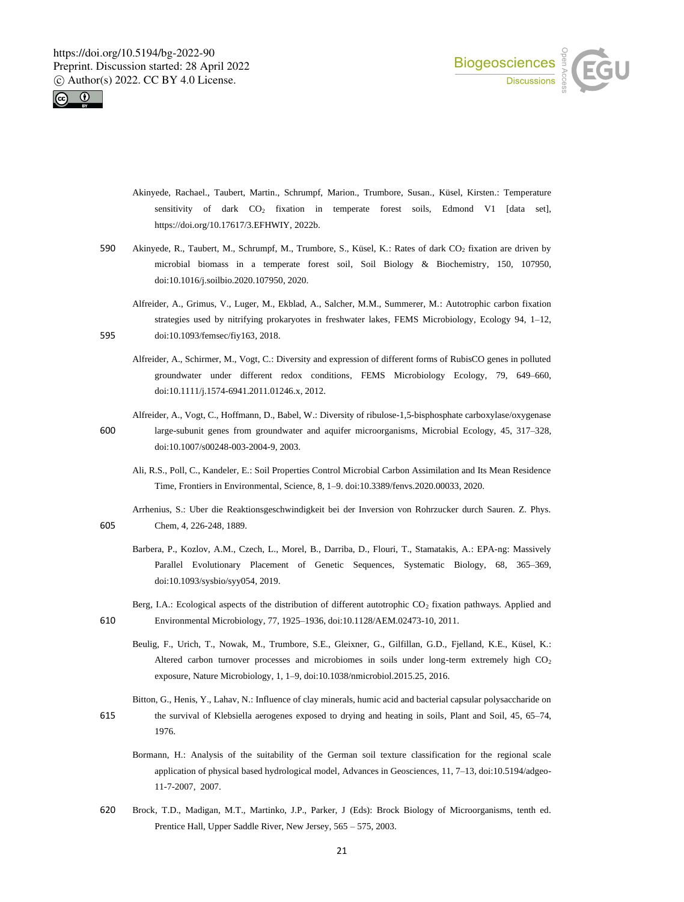Akinyede, Rachael., Taubert, Martin., Schrumpf, Marion., Trumbore, Susan., Küsel, Kirsten.: Temperature sensitivity of dark $CO_2$ fixation in temperate forest soils, Edmond V1 [data set], https://doi.org/10.17617/3.EFHWIY, 2022b.

Akinyede, R., Taubert, M., Schrumpf, M., Trumbore, S., Küsel, K.: Rates of dark $CO_2$ fixation are driven by microbial biomass in a temperate forest soil, Soil Biology & Biochemistry, 150, 107950, doi:10.1016/j.soilbio.2020.107950, 2020.

Alfreider, A., Grimus, V., Luger, M., Ekblad, A., Salcher, M.M., Summerer, M.: Autotrophic carbon fixation strategies used by nitrifying prokaryotes in freshwater lakes, FEMS Microbiology, Ecology 94, 1–12, doi:10.1093/femsec/fiy163, 2018.

Alfreider, A., Schirmer, M., Vogt, C.: Diversity and expression of different forms of RubisCO genes in polluted groundwater under different redox conditions, FEMS Microbiology Ecology, 79, 649–660, doi:10.1111/j.1574-6941.2011.01246.x, 2012.

Alfreider, A., Vogt, C., Hoffmann, D., Babel, W.: Diversity of ribulose-1,5-bisphosphate carboxylase/oxygenase large-subunit genes from groundwater and aquifer microorganisms, Microbial Ecology, 45, 317–328, doi:10.1007/s00248-003-2004-9, 2003.

Ali, R.S., Poll, C., Kandeler, E.: Soil Properties Control Microbial Carbon Assimilation and Its Mean Residence Time, Frontiers in Environmental, Science, 8, 1–9. doi:10.3389/fenvs.2020.00033, 2020.

Arrhenius, S.: Uber die Reaktionsgeschwindigkeit bei der Inversion von Rohrzucker durch Sauren. Z. Phys. Chem, 4, 226-248, 1889.

Barbera, P., Kozlov, A.M., Czech, L., Morel, B., Darriba, D., Flouri, T., Stamatakis, A.: EPA-ng: Massively Parallel Evolutionary Placement of Genetic Sequences, Systematic Biology, 68, 365–369, doi:10.1093/sysbio/syy054, 2019.

Berg, I.A.: Ecological aspects of the distribution of different autotrophic $CO_2$ fixation pathways. Applied and Environmental Microbiology, 77, 1925–1936, doi:10.1128/AEM.02473-10, 2011.

Beulig, F., Urich, T., Nowak, M., Trumbore, S.E., Gleixner, G., Gilfillan, G.D., Fjelland, K.E., Küsel, K.: Altered carbon turnover processes and microbiomes in soils under long-term extremely high $CO_2$ exposure, Nature Microbiology, 1, 1–9, doi:10.1038/nmicrobiol.2015.25, 2016.

Bitton, G., Henis, Y., Lahav, N.: Influence of clay minerals, humic acid and bacterial capsular polysaccharide on the survival of Klebsiella aerogenes exposed to drying and heating in soils, Plant and Soil, 45, 65–74, 1976.

Bormann, H.: Analysis of the suitability of the German soil texture classification for the regional scale application of physical based hydrological model, Advances in Geosciences, 11, 7–13, doi:10.5194/adgeo-11-7-2007, 2007.

Brock, T.D., Madigan, M.T., Martinko, J.P., Parker, J (Eds): Brock Biology of Microorganisms, tenth ed. Prentice Hall, Upper Saddle River, New Jersey, 565 – 575, 2003.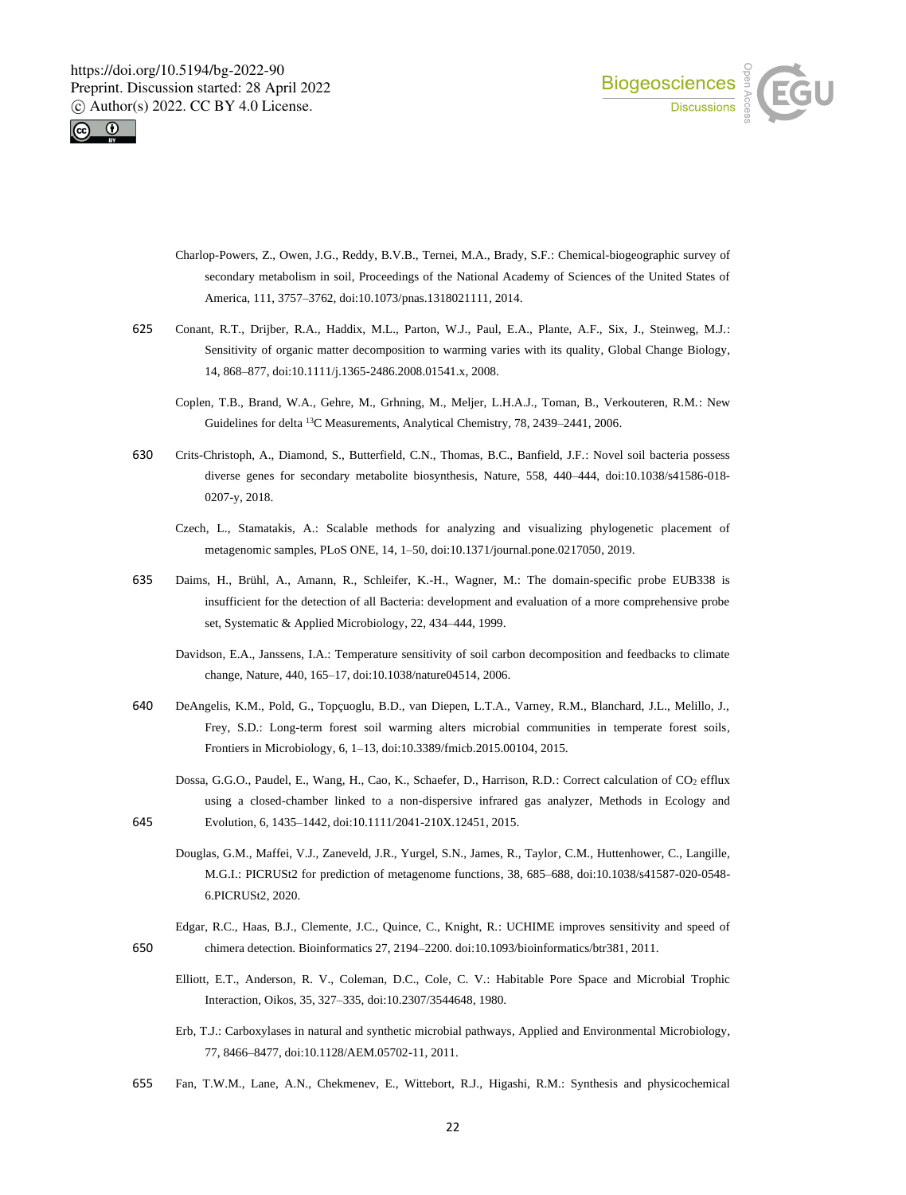Charlop-Powers, Z., Owen, J.G., Reddy, B.V.B., Ternei, M.A., Brady, S.F.: Chemical-biogeographic survey of secondary metabolism in soil, Proceedings of the National Academy of Sciences of the United States of America, 111, 3757–3762, doi:10.1073/pnas.1318021111, 2014.

Conant, R.T., Drijber, R.A., Haddix, M.L., Parton, W.J., Paul, E.A., Plante, A.F., Six, J., Steinweg, M.J.: Sensitivity of organic matter decomposition to warming varies with its quality, Global Change Biology, 14, 868–877, doi:10.1111/j.1365-2486.2008.01541.x, 2008.

Coplen, T.B., Brand, W.A., Gehre, M., Grhning, M., Meljer, L.H.A.J., Toman, B., Verkouteren, R.M.: New Guidelines for delta $^{13}C$ Measurements, Analytical Chemistry, 78, 2439–2441, 2006.

Crits-Christoph, A., Diamond, S., Butterfield, C.N., Thomas, B.C., Banfield, J.F.: Novel soil bacteria possess diverse genes for secondary metabolite biosynthesis, Nature, 558, 440–444, doi:10.1038/s41586-018-0207-y, 2018.

Czech, L., Stamatakis, A.: Scalable methods for analyzing and visualizing phylogenetic placement of metagenomic samples, PLoS ONE, 14, 1–50, doi:10.1371/journal.pone.0217050, 2019.

Daims, H., Brühl, A., Amann, R., Schleifer, K.-H., Wagner, M.: The domain-specific probe EUB338 is insufficient for the detection of all Bacteria: development and evaluation of a more comprehensive probe set, Systematic & Applied Microbiology, 22, 434–444, 1999.

Davidson, E.A., Janssens, I.A.: Temperature sensitivity of soil carbon decomposition and feedbacks to climate change, Nature, 440, 165–17, doi:10.1038/nature04514, 2006.

DeAngelis, K.M., Pold, G., Topçuoglu, B.D., van Diepen, L.T.A., Varney, R.M., Blanchard, J.L., Melillo, J., Frey, S.D.: Long-term forest soil warming alters microbial communities in temperate forest soils, Frontiers in Microbiology, 6, 1–13, doi:10.3389/fmicb.2015.00104, 2015.

Dossa, G.G.O., Paudel, E., Wang, H., Cao, K., Schaefer, D., Harrison, R.D.: Correct calculation of $CO_2$ efflux using a closed-chamber linked to a non-dispersive infrared gas analyzer, Methods in Ecology and Evolution, 6, 1435–1442, doi:10.1111/2041-210X.12451, 2015.

Douglas, G.M., Maffei, V.J., Zaneveld, J.R., Yurgel, S.N., James, R., Taylor, C.M., Huttenhower, C., Langille, M.G.I.: PICRUSt2 for prediction of metagenome functions, 38, 685–688, doi:10.1038/s41587-020-0548-6.PICRUSt2, 2020.

Edgar, R.C., Haas, B.J., Clemente, J.C., Quince, C., Knight, R.: UCHIME improves sensitivity and speed of chimera detection. Bioinformatics 27, 2194–2200. doi:10.1093/bioinformatics/btr381, 2011.

Elliott, E.T., Anderson, R. V., Coleman, D.C., Cole, C. V.: Habitable Pore Space and Microbial Trophic Interaction, Oikos, 35, 327–335, doi:10.2307/3544648, 1980.

Erb, T.J.: Carboxylases in natural and synthetic microbial pathways, Applied and Environmental Microbiology, 77, 8466–8477, doi:10.1128/AEM.05702-11, 2011.

Fan, T.W.M., Lane, A.N., Chekmenev, E., Wittebort, R.J., Higashi, R.M.: Synthesis and physicochemical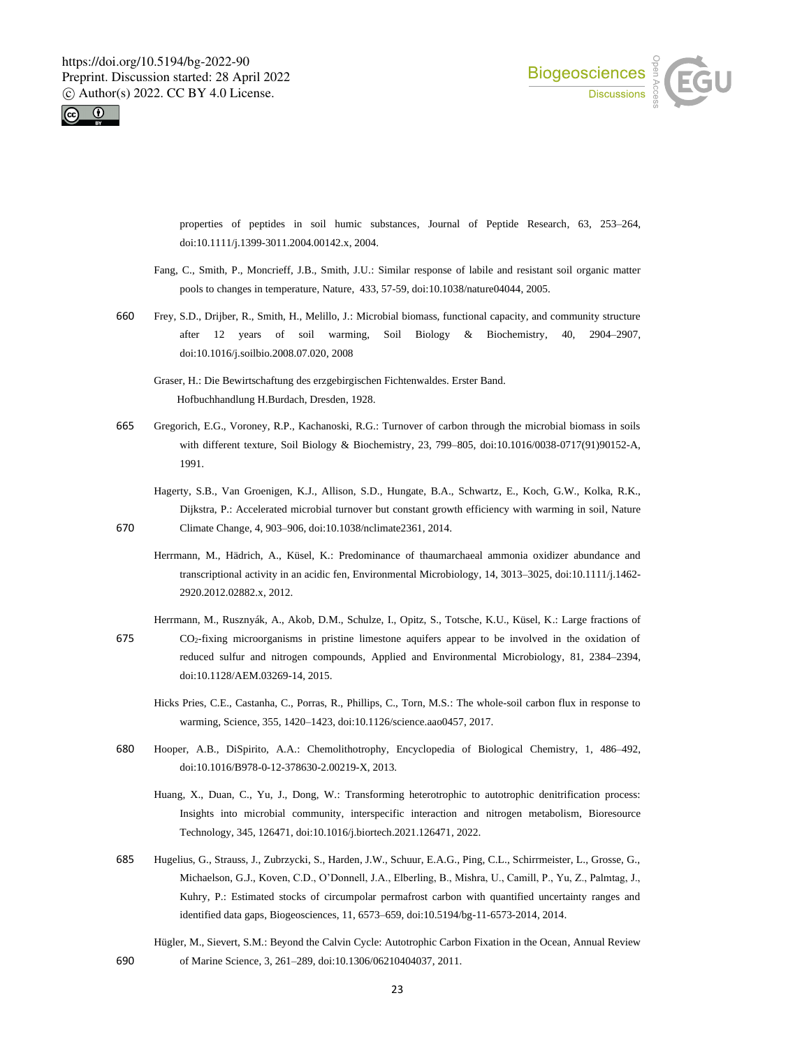properties of peptides in soil humic substances, Journal of Peptide Research, 63, 253–264, doi:10.1111/j.1399-3011.2004.00142.x, 2004.

Fang, C., Smith, P., Moncrieff, J.B., Smith, J.U.: Similar response of labile and resistant soil organic matter pools to changes in temperature, Nature, 433, 57-59, doi:10.1038/nature04044, 2005.

Frey, S.D., Drijber, R., Smith, H., Melillo, J.: Microbial biomass, functional capacity, and community structure after 12 years of soil warming, Soil Biology & Biochemistry, 40, 2904–2907, doi:10.1016/j.soilbio.2008.07.020, 2008

Graser, H.: Die Bewirtschaftung des erzgebirgischen Fichtenwaldes. Erster Band. Hofbuchhandlung H.Burdach, Dresden, 1928.

Gregorich, E.G., Voroney, R.P., Kachanoski, R.G.: Turnover of carbon through the microbial biomass in soils with different texture, Soil Biology & Biochemistry, 23, 799–805, doi:10.1016/0038-0717(91)90152-A, 1991.

Hagerty, S.B., Van Groenigen, K.J., Allison, S.D., Hungate, B.A., Schwartz, E., Koch, G.W., Kolka, R.K., Dijkstra, P.: Accelerated microbial turnover but constant growth efficiency with warming in soil, Nature Climate Change, 4, 903–906, doi:10.1038/nclimate2361, 2014.

Herrmann, M., Hädrich, A., Küsel, K.: Predominance of thaumarchaeal ammonia oxidizer abundance and transcriptional activity in an acidic fen, Environmental Microbiology, 14, 3013–3025, doi:10.1111/j.1462-2920.2012.02882.x, 2012.

Herrmann, M., Rusznyák, A., Akob, D.M., Schulze, I., Opitz, S., Totsche, K.U., Küsel, K.: Large fractions of $CO_2$-fixing microorganisms in pristine limestone aquifers appear to be involved in the oxidation of reduced sulfur and nitrogen compounds, Applied and Environmental Microbiology, 81, 2384–2394, doi:10.1128/AEM.03269-14, 2015.

Hicks Pries, C.E., Castanha, C., Porras, R., Phillips, C., Torn, M.S.: The whole-soil carbon flux in response to warming, Science, 355, 1420–1423, doi:10.1126/science.aao0457, 2017.

Hooper, A.B., DiSpirito, A.A.: Chemolithotrophy, Encyclopedia of Biological Chemistry, 1, 486–492, doi:10.1016/B978-0-12-378630-2.00219-X, 2013.

Huang, X., Duan, C., Yu, J., Dong, W.: Transforming heterotrophic to autotrophic denitrification process: Insights into microbial community, interspecific interaction and nitrogen metabolism, Bioresource Technology, 345, 126471, doi:10.1016/j.biortech.2021.126471, 2022.

Hugelius, G., Strauss, J., Zubrzycki, S., Harden, J.W., Schuur, E.A.G., Ping, C.L., Schirrmeister, L., Grosse, G., Michaelson, G.J., Koven, C.D., O'Donnell, J.A., Elberling, B., Mishra, U., Camill, P., Yu, Z., Palmtag, J., Kuhry, P.: Estimated stocks of circumpolar permafrost carbon with quantified uncertainty ranges and identified data gaps, Biogeosciences, 11, 6573–659, doi:10.5194/bg-11-6573-2014, 2014.

Hügler, M., Sievert, S.M.: Beyond the Calvin Cycle: Autotrophic Carbon Fixation in the Ocean, Annual Review of Marine Science, 3, 261–289, doi:10.1306/06210404037, 2011.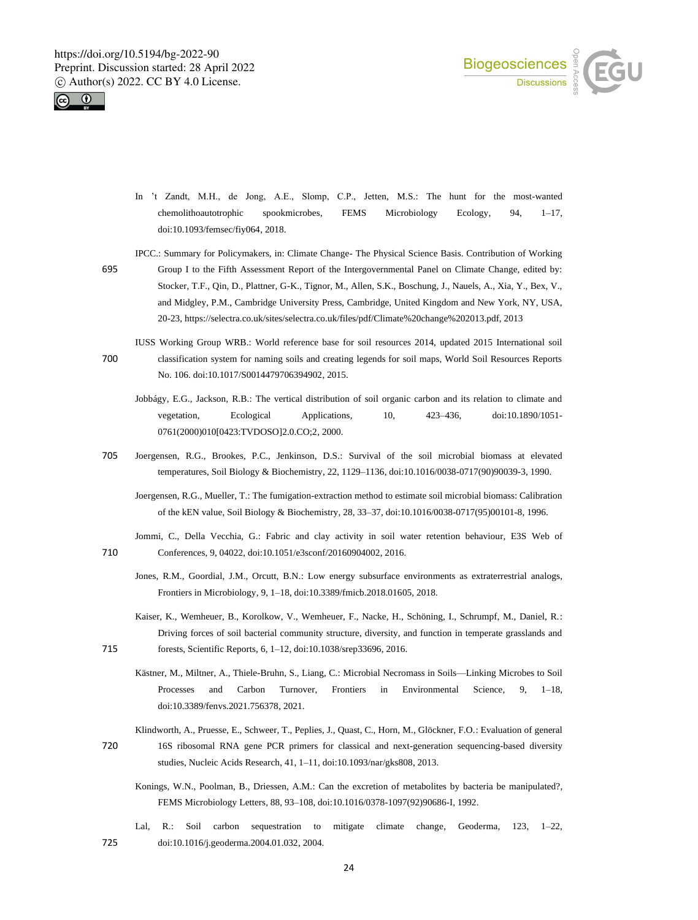In 't Zandt, M.H., de Jong, A.E., Slomp, C.P., Jetten, M.S.: The hunt for the most-wanted chemolithoautotrophic spookmicrobes, FEMS Microbiology Ecology, 94, 1–17, doi:10.1093/femsec/fiy064, 2018.

IPCC.: Summary for Policymakers, in: Climate Change- The Physical Science Basis. Contribution of Working Group I to the Fifth Assessment Report of the Intergovernmental Panel on Climate Change, edited by: Stocker, T.F., Qin, D., Plattner, G-K., Tignor, M., Allen, S.K., Boschung, J., Nauels, A., Xia, Y., Bex, V., and Midgley, P.M., Cambridge University Press, Cambridge, United Kingdom and New York, NY, USA, 20-23, https://selectra.co.uk/sites/selectra.co.uk/files/pdf/Climate%20change%202013.pdf, 2013

IUSS Working Group WRB.: World reference base for soil resources 2014, updated 2015 International soil classification system for naming soils and creating legends for soil maps, World Soil Resources Reports No. 106. doi:10.1017/S0014479706394902, 2015.

Jobbágy, E.G., Jackson, R.B.: The vertical distribution of soil organic carbon and its relation to climate and vegetation, Ecological Applications, 10, 423–436, doi:10.1890/1051-0761(2000)010[0423:TVDOSO]2.0.CO;2, 2000.

Joergensen, R.G., Brookes, P.C., Jenkinson, D.S.: Survival of the soil microbial biomass at elevated temperatures, Soil Biology & Biochemistry, 22, 1129–1136, doi:10.1016/0038-0717(90)90039-3, 1990.

Joergensen, R.G., Mueller, T.: The fumigation-extraction method to estimate soil microbial biomass: Calibration of the kEN value, Soil Biology & Biochemistry, 28, 33–37, doi:10.1016/0038-0717(95)00101-8, 1996.

Jommi, C., Della Vecchia, G.: Fabric and clay activity in soil water retention behaviour, E3S Web of Conferences, 9, 04022, doi:10.1051/e3sconf/20160904002, 2016.

Jones, R.M., Goordial, J.M., Orcutt, B.N.: Low energy subsurface environments as extraterrestrial analogs, Frontiers in Microbiology, 9, 1–18, doi:10.3389/fmicb.2018.01605, 2018.

Kaiser, K., Wemheuer, B., Korolkow, V., Wemheuer, F., Nacke, H., Schöning, I., Schrumpf, M., Daniel, R.: Driving forces of soil bacterial community structure, diversity, and function in temperate grasslands and forests, Scientific Reports, 6, 1–12, doi:10.1038/srep33696, 2016.

Kästner, M., Miltner, A., Thiele-Bruhn, S., Liang, C.: Microbial Necromass in Soils—Linking Microbes to Soil Processes and Carbon Turnover, Frontiers in Environmental Science, 9, 1–18, doi:10.3389/fenvs.2021.756378, 2021.

Klindworth, A., Pruesse, E., Schweer, T., Peplies, J., Quast, C., Horn, M., Glöckner, F.O.: Evaluation of general 16S ribosomal RNA gene PCR primers for classical and next-generation sequencing-based diversity studies, Nucleic Acids Research, 41, 1–11, doi:10.1093/nar/gks808, 2013.

Konings, W.N., Poolman, B., Driessen, A.M.: Can the excretion of metabolites by bacteria be manipulated?, FEMS Microbiology Letters, 88, 93–108, doi:10.1016/0378-1097(92)90686-I, 1992.

Lal, R.: Soil carbon sequestration to mitigate climate change, Geoderma, 123, 1–22, doi:10.1016/j.geoderma.2004.01.032, 2004.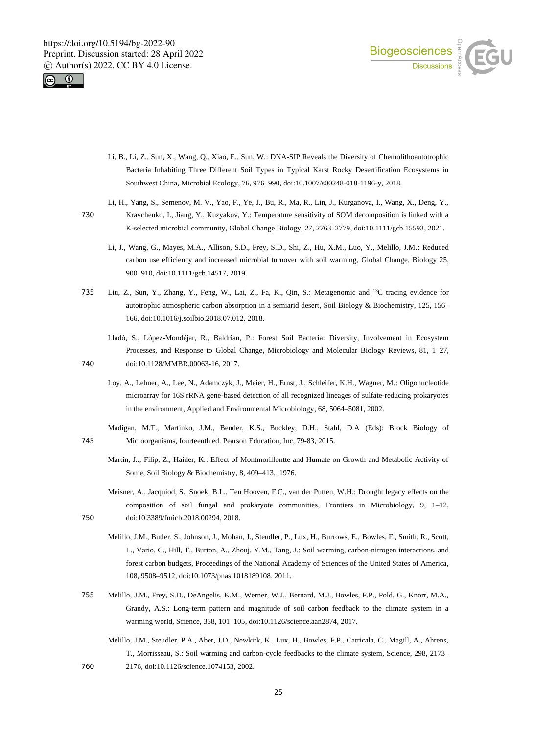Li, B., Li, Z., Sun, X., Wang, Q., Xiao, E., Sun, W.: DNA-SIP Reveals the Diversity of Chemolithoautotrophic Bacteria Inhabiting Three Different Soil Types in Typical Karst Rocky Desertification Ecosystems in Southwest China, Microbial Ecology, 76, 976–990, doi:10.1007/s00248-018-1196-y, 2018.

Li, H., Yang, S., Semenov, M. V., Yao, F., Ye, J., Bu, R., Ma, R., Lin, J., Kurganova, I., Wang, X., Deng, Y., Kravchenko, I., Jiang, Y., Kuzyakov, Y.: Temperature sensitivity of SOM decomposition is linked with a K-selected microbial community, Global Change Biology, 27, 2763–2779, doi:10.1111/gcb.15593, 2021.

Li, J., Wang, G., Mayes, M.A., Allison, S.D., Frey, S.D., Shi, Z., Hu, X.M., Luo, Y., Melillo, J.M.: Reduced carbon use efficiency and increased microbial turnover with soil warming, Global Change, Biology 25, 900–910, doi:10.1111/gcb.14517, 2019.

Liu, Z., Sun, Y., Zhang, Y., Feng, W., Lai, Z., Fa, K., Qin, S.: Metagenomic and $^{13}C$ tracing evidence for autotrophic atmospheric carbon absorption in a semiarid desert, Soil Biology & Biochemistry, 125, 156–166, doi:10.1016/j.soilbio.2018.07.012, 2018.

Lladó, S., López-Mondéjar, R., Baldrian, P.: Forest Soil Bacteria: Diversity, Involvement in Ecosystem Processes, and Response to Global Change, Microbiology and Molecular Biology Reviews, 81, 1–27, doi:10.1128/MMBR.00063-16, 2017.

Loy, A., Lehner, A., Lee, N., Adamczyk, J., Meier, H., Ernst, J., Schleifer, K.H., Wagner, M.: Oligonucleotide microarray for 16S rRNA gene-based detection of all recognized lineages of sulfate-reducing prokaryotes in the environment, Applied and Environmental Microbiology, 68, 5064–5081, 2002.

Madigan, M.T., Martinko, J.M., Bender, K.S., Buckley, D.H., Stahl, D.A (Eds): Brock Biology of Microorganisms, fourteenth ed. Pearson Education, Inc, 79-83, 2015.

Martin, J.., Filip, Z., Haider, K.: Effect of Montmorillontte and Humate on Growth and Metabolic Activity of Some, Soil Biology & Biochemistry, 8, 409–413, 1976.

Meisner, A., Jacquiod, S., Snoek, B.L., Ten Hooven, F.C., van der Putten, W.H.: Drought legacy effects on the composition of soil fungal and prokaryote communities, Frontiers in Microbiology, 9, 1–12, doi:10.3389/fmicb.2018.00294, 2018.

Melillo, J.M., Butler, S., Johnson, J., Mohan, J., Steudler, P., Lux, H., Burrows, E., Bowles, F., Smith, R., Scott, L., Vario, C., Hill, T., Burton, A., Zhouj, Y.M., Tang, J.: Soil warming, carbon-nitrogen interactions, and forest carbon budgets, Proceedings of the National Academy of Sciences of the United States of America, 108, 9508–9512, doi:10.1073/pnas.1018189108, 2011.

Melillo, J.M., Frey, S.D., DeAngelis, K.M., Werner, W.J., Bernard, M.J., Bowles, F.P., Pold, G., Knorr, M.A., Grandy, A.S.: Long-term pattern and magnitude of soil carbon feedback to the climate system in a warming world, Science, 358, 101–105, doi:10.1126/science.aan2874, 2017.

Melillo, J.M., Steudler, P.A., Aber, J.D., Newkirk, K., Lux, H., Bowles, F.P., Catricala, C., Magill, A., Ahrens, T., Morrisseau, S.: Soil warming and carbon-cycle feedbacks to the climate system, Science, 298, 2173–2176, doi:10.1126/science.1074153, 2002.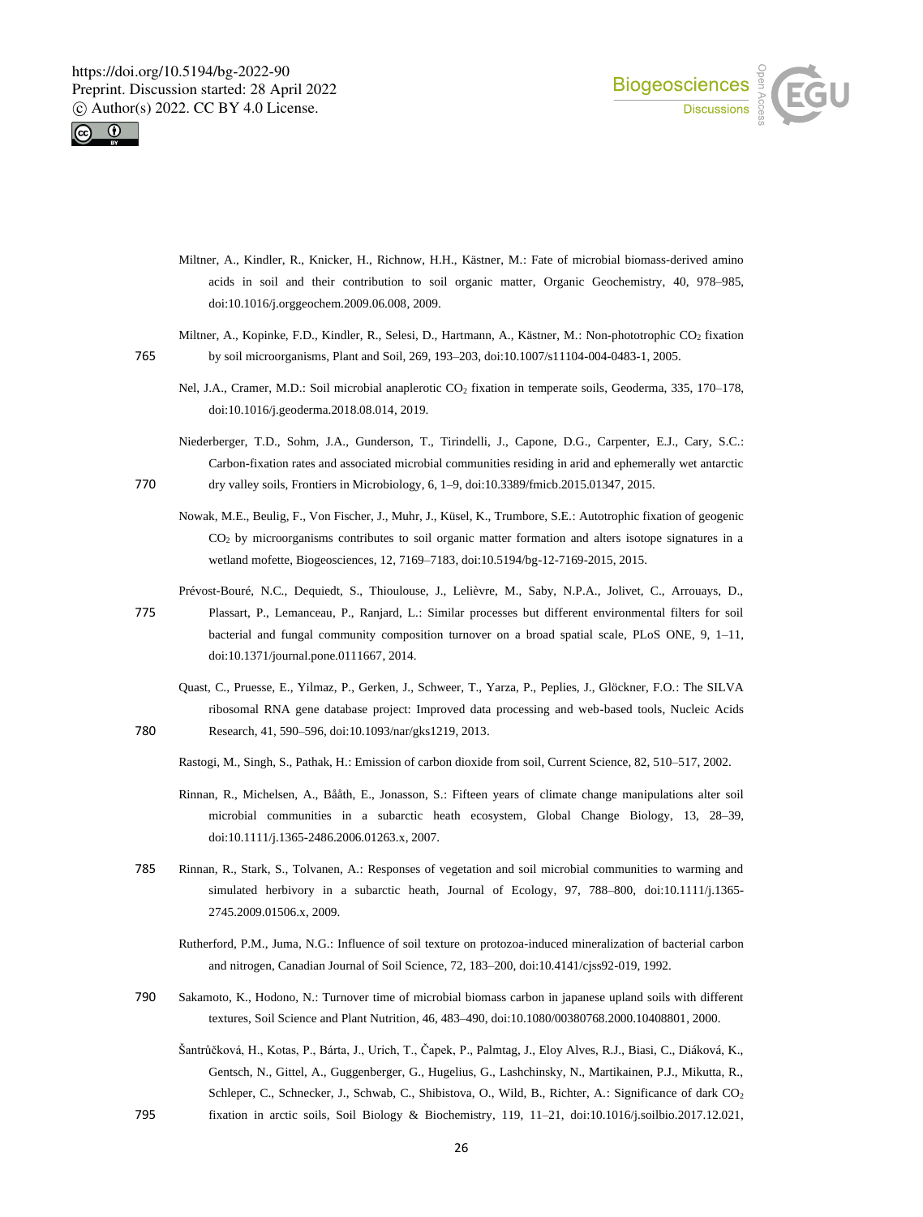Miltner, A., Kindler, R., Knicker, H., Richnow, H.H., Kästner, M.: Fate of microbial biomass-derived amino acids in soil and their contribution to soil organic matter, Organic Geochemistry, 40, 978–985, doi:10.1016/j.orggeochem.2009.06.008, 2009.

Miltner, A., Kopinke, F.D., Kindler, R., Selesi, D., Hartmann, A., Kästner, M.: Non-phototrophic $CO_2$ fixation by soil microorganisms, Plant and Soil, 269, 193–203, doi:10.1007/s11104-004-0483-1, 2005.

Nel, J.A., Cramer, M.D.: Soil microbial anaplerotic $CO_2$ fixation in temperate soils, Geoderma, 335, 170–178, doi:10.1016/j.geoderma.2018.08.014, 2019.

Niederberger, T.D., Sohm, J.A., Gunderson, T., Tirindelli, J., Capone, D.G., Carpenter, E.J., Cary, S.C.: Carbon-fixation rates and associated microbial communities residing in arid and ephemerally wet antarctic dry valley soils, Frontiers in Microbiology, 6, 1–9, doi:10.3389/fmicb.2015.01347, 2015.

Nowak, M.E., Beulig, F., Von Fischer, J., Muhr, J., Küsel, K., Trumbore, S.E.: Autotrophic fixation of geogenic $CO_2$ by microorganisms contributes to soil organic matter formation and alters isotope signatures in a wetland mofette, Biogeosciences, 12, 7169–7183, doi:10.5194/bg-12-7169-2015, 2015.

Prévost-Bouré, N.C., Dequiedt, S., Thioulouse, J., Lelièvre, M., Saby, N.P.A., Jolivet, C., Arrouays, D., Plassart, P., Lemanceau, P., Ranjard, L.: Similar processes but different environmental filters for soil bacterial and fungal community composition turnover on a broad spatial scale, PLoS ONE, 9, 1–11, doi:10.1371/journal.pone.0111667, 2014.

Quast, C., Pruesse, E., Yilmaz, P., Gerken, J., Schweer, T., Yarza, P., Peplies, J., Glöckner, F.O.: The SILVA ribosomal RNA gene database project: Improved data processing and web-based tools, Nucleic Acids Research, 41, 590–596, doi:10.1093/nar/gks1219, 2013.

Rastogi, M., Singh, S., Pathak, H.: Emission of carbon dioxide from soil, Current Science, 82, 510–517, 2002.

Rinnan, R., Michelsen, A., Bååth, E., Jonasson, S.: Fifteen years of climate change manipulations alter soil microbial communities in a subarctic heath ecosystem, Global Change Biology, 13, 28–39, doi:10.1111/j.1365-2486.2006.01263.x, 2007.

Rinnan, R., Stark, S., Tolvanen, A.: Responses of vegetation and soil microbial communities to warming and simulated herbivory in a subarctic heath, Journal of Ecology, 97, 788–800, doi:10.1111/j.1365-2745.2009.01506.x, 2009.

Rutherford, P.M., Juma, N.G.: Influence of soil texture on protozoa-induced mineralization of bacterial carbon and nitrogen, Canadian Journal of Soil Science, 72, 183–200, doi:10.4141/cjss92-019, 1992.

Sakamoto, K., Hodono, N.: Turnover time of microbial biomass carbon in japanese upland soils with different textures, Soil Science and Plant Nutrition, 46, 483–490, doi:10.1080/00380768.2000.10408801, 2000.

Šantrůčková, H., Kotas, P., Bárta, J., Urich, T., Čapek, P., Palmtag, J., Eloy Alves, R.J., Biasi, C., Diáková, K., Gentsch, N., Gittel, A., Guggenberger, G., Hugelius, G., Lashchinsky, N., Martikainen, P.J., Mikutta, R., Schleper, C., Schnecker, J., Schwab, C., Shibistova, O., Wild, B., Richter, A.: Significance of dark $CO_2$ fixation in arctic soils, Soil Biology & Biochemistry, 119, 11–21, doi:10.1016/j.soilbio.2017.12.021,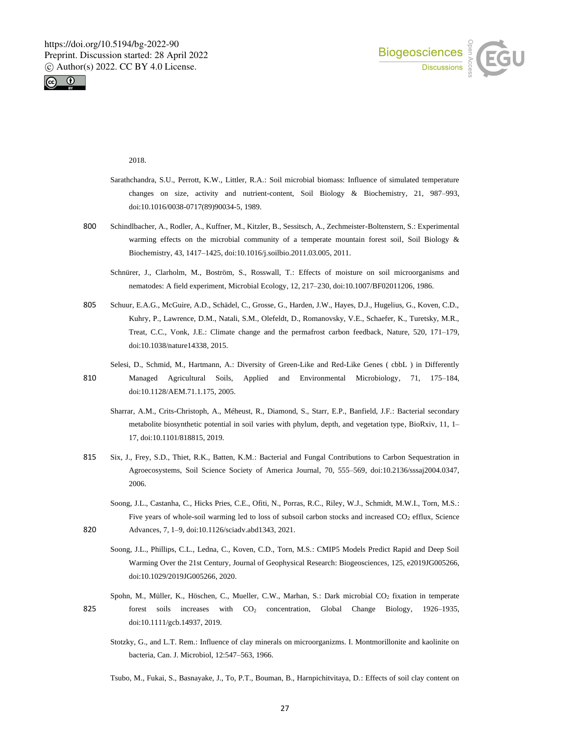2018.

Sarathchandra, S.U., Perrott, K.W., Littler, R.A.: Soil microbial biomass: Influence of simulated temperature changes on size, activity and nutrient-content, Soil Biology & Biochemistry, 21, 987–993, doi:10.1016/0038-0717(89)90034-5, 1989.

Schindlbacher, A., Rodler, A., Kuffner, M., Kitzler, B., Sessitsch, A., Zechmeister-Boltenstern, S.: Experimental warming effects on the microbial community of a temperate mountain forest soil, Soil Biology & Biochemistry, 43, 1417–1425, doi:10.1016/j.soilbio.2011.03.005, 2011.

Schnürer, J., Clarholm, M., Boström, S., Rosswall, T.: Effects of moisture on soil microorganisms and nematodes: A field experiment, Microbial Ecology, 12, 217–230, doi:10.1007/BF02011206, 1986.

Schuur, E.A.G., McGuire, A.D., Schädel, C., Grosse, G., Harden, J.W., Hayes, D.J., Hugelius, G., Koven, C.D., Kuhry, P., Lawrence, D.M., Natali, S.M., Olefeldt, D., Romanovsky, V.E., Schaefer, K., Turetsky, M.R., Treat, C.C., Vonk, J.E.: Climate change and the permafrost carbon feedback, Nature, 520, 171–179, doi:10.1038/nature14338, 2015.

Selesi, D., Schmid, M., Hartmann, A.: Diversity of Green-Like and Red-Like Genes ( cbbL ) in Differently Managed Agricultural Soils, Applied and Environmental Microbiology, 71, 175–184, doi:10.1128/AEM.71.1.175, 2005.

Sharrar, A.M., Crits-Christoph, A., Méheust, R., Diamond, S., Starr, E.P., Banfield, J.F.: Bacterial secondary metabolite biosynthetic potential in soil varies with phylum, depth, and vegetation type, BioRxiv, 11, 1–17, doi:10.1101/818815, 2019.

Six, J., Frey, S.D., Thiet, R.K., Batten, K.M.: Bacterial and Fungal Contributions to Carbon Sequestration in Agroecosystems, Soil Science Society of America Journal, 70, 555–569, doi:10.2136/sssaj2004.0347, 2006.

Soong, J.L., Castanha, C., Hicks Pries, C.E., Ofiti, N., Porras, R.C., Riley, W.J., Schmidt, M.W.I., Torn, M.S.: Five years of whole-soil warming led to loss of subsoil carbon stocks and increased $CO_2$ efflux, Science Advances, 7, 1–9, doi:10.1126/sciadv.abd1343, 2021.

Soong, J.L., Phillips, C.L., Ledna, C., Koven, C.D., Torn, M.S.: CMIP5 Models Predict Rapid and Deep Soil Warming Over the 21st Century, Journal of Geophysical Research: Biogeosciences, 125, e2019JG005266, doi:10.1029/2019JG005266, 2020.

Spohn, M., Müller, K., Höschen, C., Mueller, C.W., Marhan, S.: Dark microbial $CO_2$ fixation in temperate forest soils increases with $CO_2$ concentration, Global Change Biology, 1926–1935, doi:10.1111/gcb.14937, 2019.

Stotzky, G., and L.T. Rem.: Influence of clay minerals on microorganizms. I. Montmorillonite and kaolinite on bacteria, Can. J. Microbiol, 12:547–563, 1966.

Tsubo, M., Fukai, S., Basnayake, J., To, P.T., Bouman, B., Harnpichitvitaya, D.: Effects of soil clay content on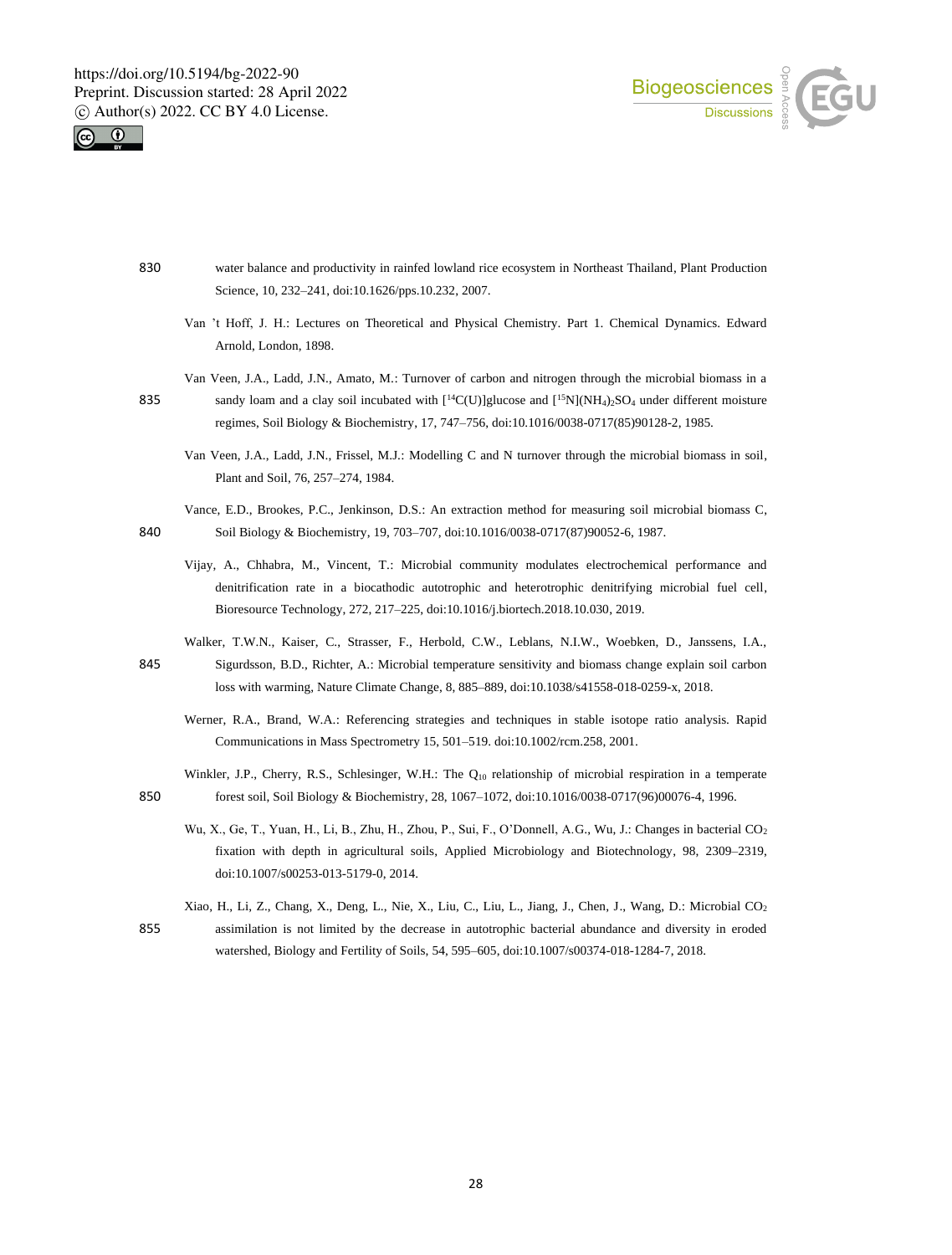water balance and productivity in rainfed lowland rice ecosystem in Northeast Thailand, Plant Production Science, 10, 232–241, doi:10.1626/pps.10.232, 2007.

Van 't Hoff, J. H.: Lectures on Theoretical and Physical Chemistry. Part 1. Chemical Dynamics. Edward Arnold, London, 1898.

Van Veen, J.A., Ladd, J.N., Amato, M.: Turnover of carbon and nitrogen through the microbial biomass in a sandy loam and a clay soil incubated with [$^{14}$C(U)]glucose and [$^{15}$N]$(NH_4)_2SO_4$ under different moisture regimes, Soil Biology & Biochemistry, 17, 747–756, doi:10.1016/0038-0717(85)90128-2, 1985.

Van Veen, J.A., Ladd, J.N., Frissel, M.J.: Modelling C and N turnover through the microbial biomass in soil, Plant and Soil, 76, 257–274, 1984.

Vance, E.D., Brookes, P.C., Jenkinson, D.S.: An extraction method for measuring soil microbial biomass C, Soil Biology & Biochemistry, 19, 703–707, doi:10.1016/0038-0717(87)90052-6, 1987.

Vijay, A., Chhabra, M., Vincent, T.: Microbial community modulates electrochemical performance and denitrification rate in a biocathodic autotrophic and heterotrophic denitrifying microbial fuel cell, Bioresource Technology, 272, 217–225, doi:10.1016/j.biortech.2018.10.030, 2019.

Walker, T.W.N., Kaiser, C., Strasser, F., Herbold, C.W., Leblans, N.I.W., Woebken, D., Janssens, I.A., Sigurdsson, B.D., Richter, A.: Microbial temperature sensitivity and biomass change explain soil carbon loss with warming, Nature Climate Change, 8, 885–889, doi:10.1038/s41558-018-0259-x, 2018.

Werner, R.A., Brand, W.A.: Referencing strategies and techniques in stable isotope ratio analysis. Rapid Communications in Mass Spectrometry 15, 501–519. doi:10.1002/rcm.258, 2001.

Winkler, J.P., Cherry, R.S., Schlesinger, W.H.: The $Q_{10}$ relationship of microbial respiration in a temperate forest soil, Soil Biology & Biochemistry, 28, 1067–1072, doi:10.1016/0038-0717(96)00076-4, 1996.

Wu, X., Ge, T., Yuan, H., Li, B., Zhu, H., Zhou, P., Sui, F., O'Donnell, A.G., Wu, J.: Changes in bacterial $CO_2$ fixation with depth in agricultural soils, Applied Microbiology and Biotechnology, 98, 2309–2319, doi:10.1007/s00253-013-5179-0, 2014.

Xiao, H., Li, Z., Chang, X., Deng, L., Nie, X., Liu, C., Liu, L., Jiang, J., Chen, J., Wang, D.: Microbial $CO_2$ assimilation is not limited by the decrease in autotrophic bacterial abundance and diversity in eroded watershed, Biology and Fertility of Soils, 54, 595–605, doi:10.1007/s00374-018-1284-7, 2018.